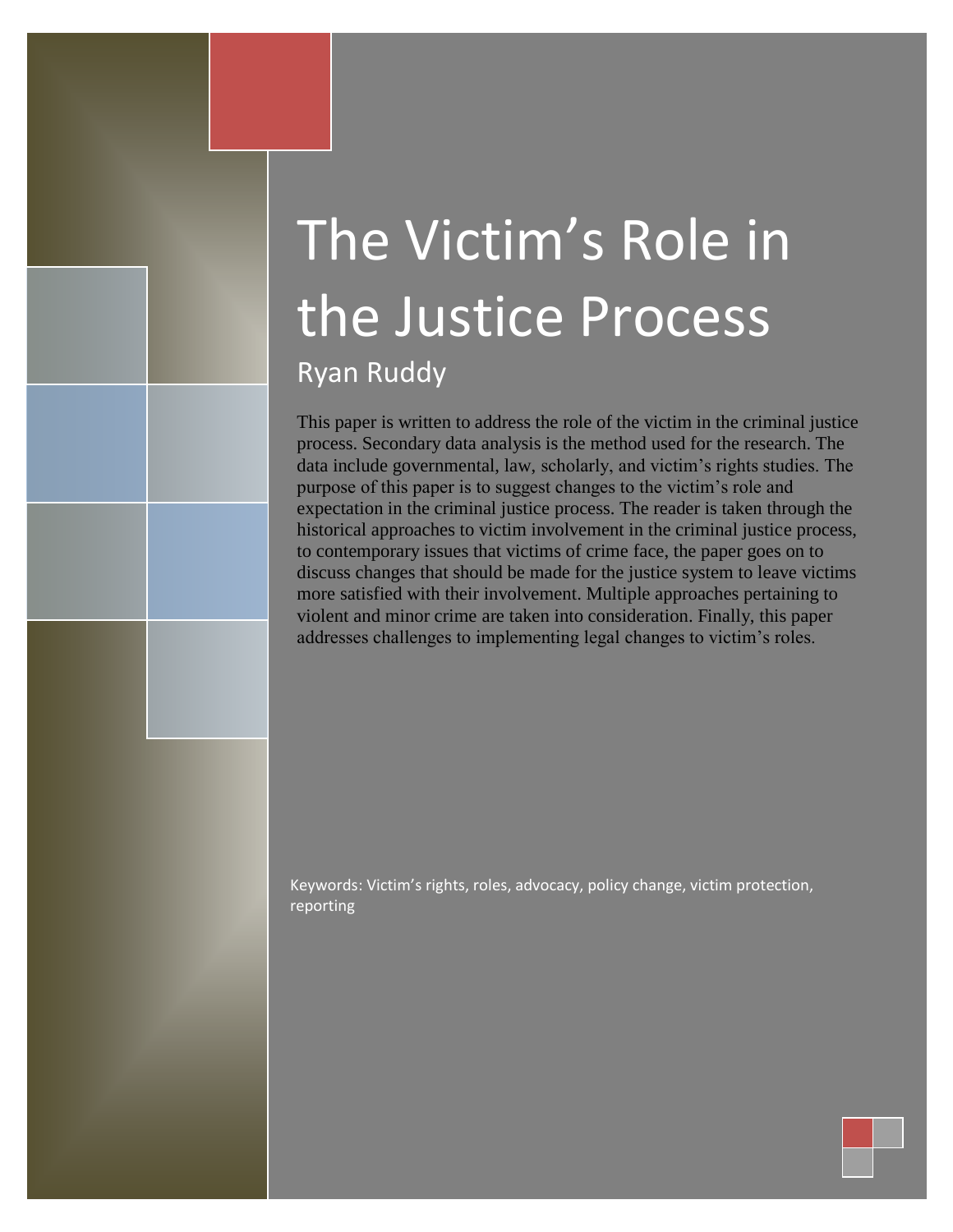# The Victim's Role in the Justice Process

Ryan Ruddy

This paper is written to address the role of the victim in the criminal justice process. Secondary data analysis is the method used for the research. The data include governmental, law, scholarly, and victim's rights studies. The purpose of this paper is to suggest changes to the victim's role and expectation in the criminal justice process. The reader is taken through the historical approaches to victim involvement in the criminal justice process, to contemporary issues that victims of crime face, the paper goes on to discuss changes that should be made for the justice system to leave victims more satisfied with their involvement. Multiple approaches pertaining to violent and minor crime are taken into consideration. Finally, this paper addresses challenges to implementing legal changes to victim's roles.

Keywords: Victim's rights, roles, advocacy, policy change, victim protection, reporting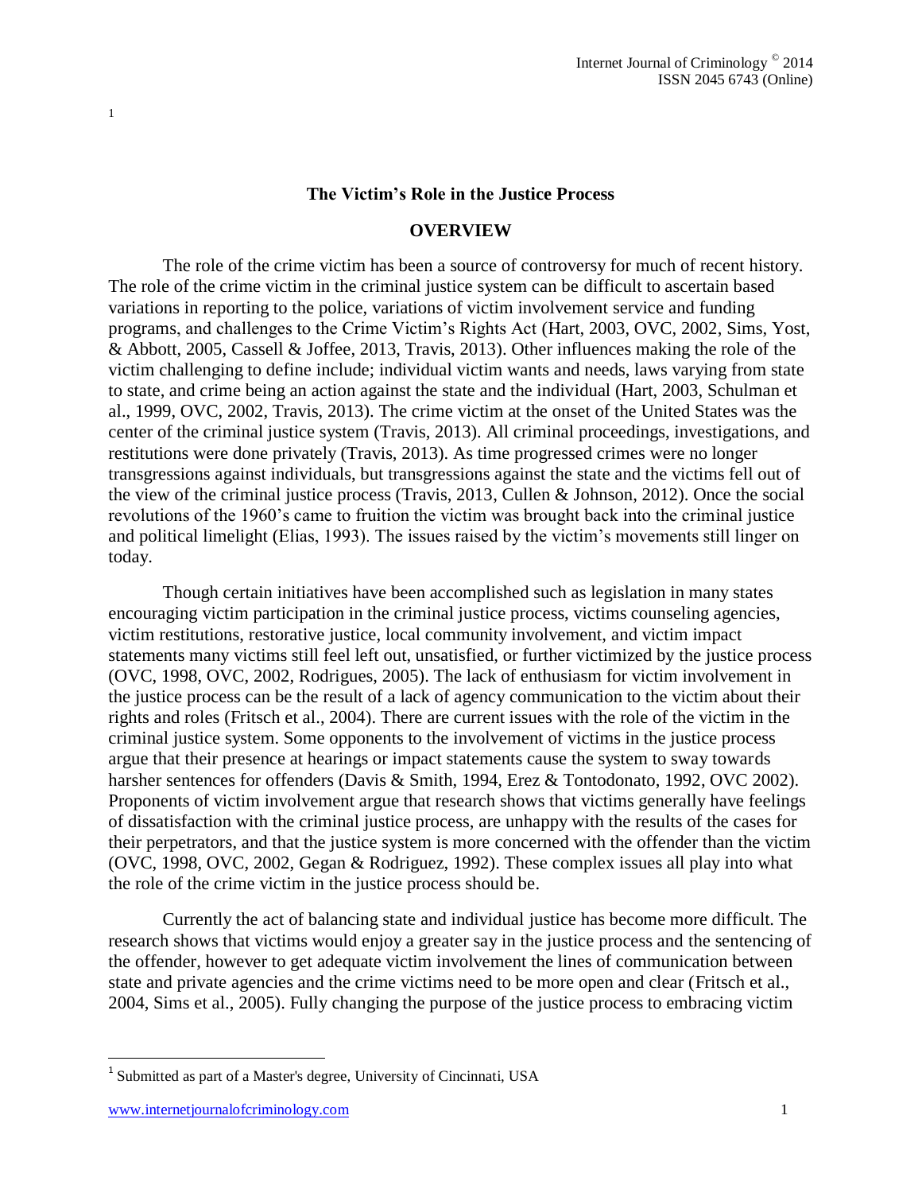# The Victim's Role in the Justice Process[1]

## OVERVIEW

The role of the crime victim has been a source of controversy for much of recent history. The role of the crime victim in the criminal justice system can be difficult to ascertain based variations in reporting to the police, variations of victim involvement service and funding programs, and challenges to the Crime Victim's Rights Act (Hart, 2003, OVC, 2002, Sims, Yost, & Abbott, 2005, Cassell & Joffee, 2013, Travis, 2013). Other influences making the role of the victim challenging to define include; individual victim wants and needs, laws varying from state to state, and crime being an action against the state and the individual (Hart, 2003, Schulman et al., 1999, OVC, 2002, Travis, 2013). The crime victim at the onset of the United States was the center of the criminal justice system (Travis, 2013). All criminal proceedings, investigations, and restitutions were done privately (Travis, 2013). As time progressed crimes were no longer transgressions against individuals, but transgressions against the state and the victims fell out of the view of the criminal justice process (Travis, 2013, Cullen & Johnson, 2012). Once the social revolutions of the 1960's came to fruition the victim was brought back into the criminal justice and political limelight (Elias, 1993). The issues raised by the victim's movements still linger on today.

Though certain initiatives have been accomplished such as legislation in many states encouraging victim participation in the criminal justice process, victims counseling agencies, victim restitutions, restorative justice, local community involvement, and victim impact statements many victims still feel left out, unsatisfied, or further victimized by the justice process (OVC, 1998, OVC, 2002, Rodrigues, 2005). The lack of enthusiasm for victim involvement in the justice process can be the result of a lack of agency communication to the victim about their rights and roles (Fritsch et al., 2004). There are current issues with the role of the victim in the criminal justice system. Some opponents to the involvement of victims in the justice process argue that their presence at hearings or impact statements cause the system to sway towards harsher sentences for offenders (Davis & Smith, 1994, Erez & Tontodonato, 1992, OVC 2002). Proponents of victim involvement argue that research shows that victims generally have feelings of dissatisfaction with the criminal justice process, are unhappy with the results of the cases for their perpetrators, and that the justice system is more concerned with the offender than the victim (OVC, 1998, OVC, 2002, Gegan & Rodriguez, 1992). These complex issues all play into what the role of the crime victim in the justice process should be.

Currently the act of balancing state and individual justice has become more difficult. The research shows that victims would enjoy a greater say in the justice process and the sentencing of the offender, however to get adequate victim involvement the lines of communication between state and private agencies and the crime victims need to be more open and clear (Fritsch et al., 2004, Sims et al., 2005). Fully changing the purpose of the justice process to embracing victim

---

[1] Submitted as part of a Master's degree, University of Cincinnati, USA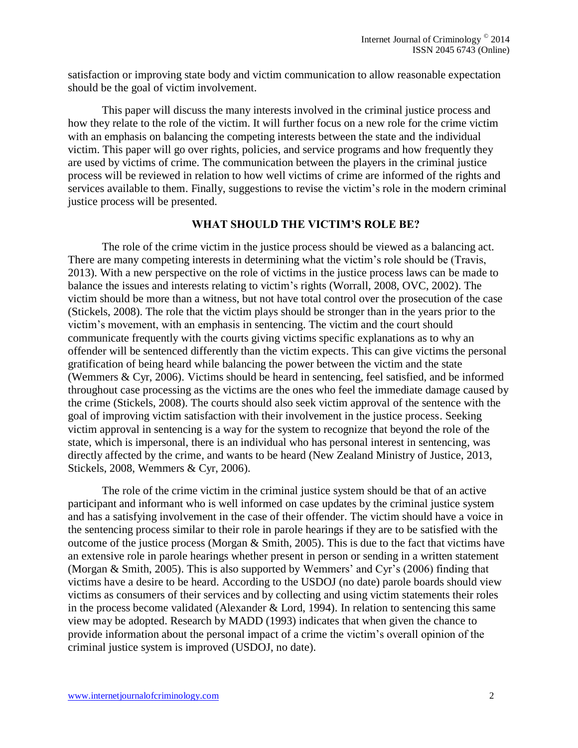satisfaction or improving state body and victim communication to allow reasonable expectation should be the goal of victim involvement.

This paper will discuss the many interests involved in the criminal justice process and how they relate to the role of the victim. It will further focus on a new role for the crime victim with an emphasis on balancing the competing interests between the state and the individual victim. This paper will go over rights, policies, and service programs and how frequently they are used by victims of crime. The communication between the players in the criminal justice process will be reviewed in relation to how well victims of crime are informed of the rights and services available to them. Finally, suggestions to revise the victim's role in the modern criminal justice process will be presented.

## WHAT SHOULD THE VICTIM'S ROLE BE?

The role of the crime victim in the justice process should be viewed as a balancing act. There are many competing interests in determining what the victim's role should be (Travis, 2013). With a new perspective on the role of victims in the justice process laws can be made to balance the issues and interests relating to victim's rights (Worrall, 2008, OVC, 2002). The victim should be more than a witness, but not have total control over the prosecution of the case (Stickels, 2008). The role that the victim plays should be stronger than in the years prior to the victim's movement, with an emphasis in sentencing. The victim and the court should communicate frequently with the courts giving victims specific explanations as to why an offender will be sentenced differently than the victim expects. This can give victims the personal gratification of being heard while balancing the power between the victim and the state (Wemmers & Cyr, 2006). Victims should be heard in sentencing, feel satisfied, and be informed throughout case processing as the victims are the ones who feel the immediate damage caused by the crime (Stickels, 2008). The courts should also seek victim approval of the sentence with the goal of improving victim satisfaction with their involvement in the justice process. Seeking victim approval in sentencing is a way for the system to recognize that beyond the role of the state, which is impersonal, there is an individual who has personal interest in sentencing, was directly affected by the crime, and wants to be heard (New Zealand Ministry of Justice, 2013, Stickels, 2008, Wemmers & Cyr, 2006).

The role of the crime victim in the criminal justice system should be that of an active participant and informant who is well informed on case updates by the criminal justice system and has a satisfying involvement in the case of their offender. The victim should have a voice in the sentencing process similar to their role in parole hearings if they are to be satisfied with the outcome of the justice process (Morgan & Smith, 2005). This is due to the fact that victims have an extensive role in parole hearings whether present in person or sending in a written statement (Morgan & Smith, 2005). This is also supported by Wemmers' and Cyr's (2006) finding that victims have a desire to be heard. According to the USDOJ (no date) parole boards should view victims as consumers of their services and by collecting and using victim statements their roles in the process become validated (Alexander & Lord, 1994). In relation to sentencing this same view may be adopted. Research by MADD (1993) indicates that when given the chance to provide information about the personal impact of a crime the victim's overall opinion of the criminal justice system is improved (USDOJ, no date).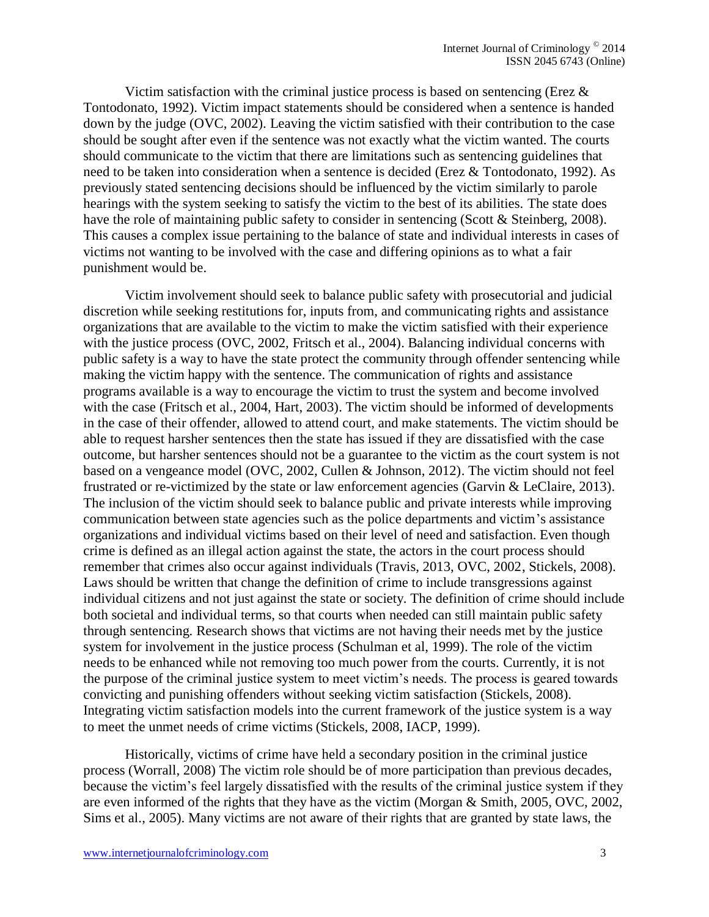Victim satisfaction with the criminal justice process is based on sentencing (Erez & Tontodonato, 1992). Victim impact statements should be considered when a sentence is handed down by the judge (OVC, 2002). Leaving the victim satisfied with their contribution to the case should be sought after even if the sentence was not exactly what the victim wanted. The courts should communicate to the victim that there are limitations such as sentencing guidelines that need to be taken into consideration when a sentence is decided (Erez & Tontodonato, 1992). As previously stated sentencing decisions should be influenced by the victim similarly to parole hearings with the system seeking to satisfy the victim to the best of its abilities. The state does have the role of maintaining public safety to consider in sentencing (Scott & Steinberg, 2008). This causes a complex issue pertaining to the balance of state and individual interests in cases of victims not wanting to be involved with the case and differing opinions as to what a fair punishment would be.

Victim involvement should seek to balance public safety with prosecutorial and judicial discretion while seeking restitutions for, inputs from, and communicating rights and assistance organizations that are available to the victim to make the victim satisfied with their experience with the justice process (OVC, 2002, Fritsch et al., 2004). Balancing individual concerns with public safety is a way to have the state protect the community through offender sentencing while making the victim happy with the sentence. The communication of rights and assistance programs available is a way to encourage the victim to trust the system and become involved with the case (Fritsch et al., 2004, Hart, 2003). The victim should be informed of developments in the case of their offender, allowed to attend court, and make statements. The victim should be able to request harsher sentences then the state has issued if they are dissatisfied with the case outcome, but harsher sentences should not be a guarantee to the victim as the court system is not based on a vengeance model (OVC, 2002, Cullen & Johnson, 2012). The victim should not feel frustrated or re-victimized by the state or law enforcement agencies (Garvin & LeClaire, 2013). The inclusion of the victim should seek to balance public and private interests while improving communication between state agencies such as the police departments and victim's assistance organizations and individual victims based on their level of need and satisfaction. Even though crime is defined as an illegal action against the state, the actors in the court process should remember that crimes also occur against individuals (Travis, 2013, OVC, 2002, Stickels, 2008). Laws should be written that change the definition of crime to include transgressions against individual citizens and not just against the state or society. The definition of crime should include both societal and individual terms, so that courts when needed can still maintain public safety through sentencing. Research shows that victims are not having their needs met by the justice system for involvement in the justice process (Schulman et al, 1999). The role of the victim needs to be enhanced while not removing too much power from the courts. Currently, it is not the purpose of the criminal justice system to meet victim's needs. The process is geared towards convicting and punishing offenders without seeking victim satisfaction (Stickels, 2008). Integrating victim satisfaction models into the current framework of the justice system is a way to meet the unmet needs of crime victims (Stickels, 2008, IACP, 1999).

Historically, victims of crime have held a secondary position in the criminal justice process (Worrall, 2008) The victim role should be of more participation than previous decades, because the victim's feel largely dissatisfied with the results of the criminal justice system if they are even informed of the rights that they have as the victim (Morgan & Smith, 2005, OVC, 2002, Sims et al., 2005). Many victims are not aware of their rights that are granted by state laws, the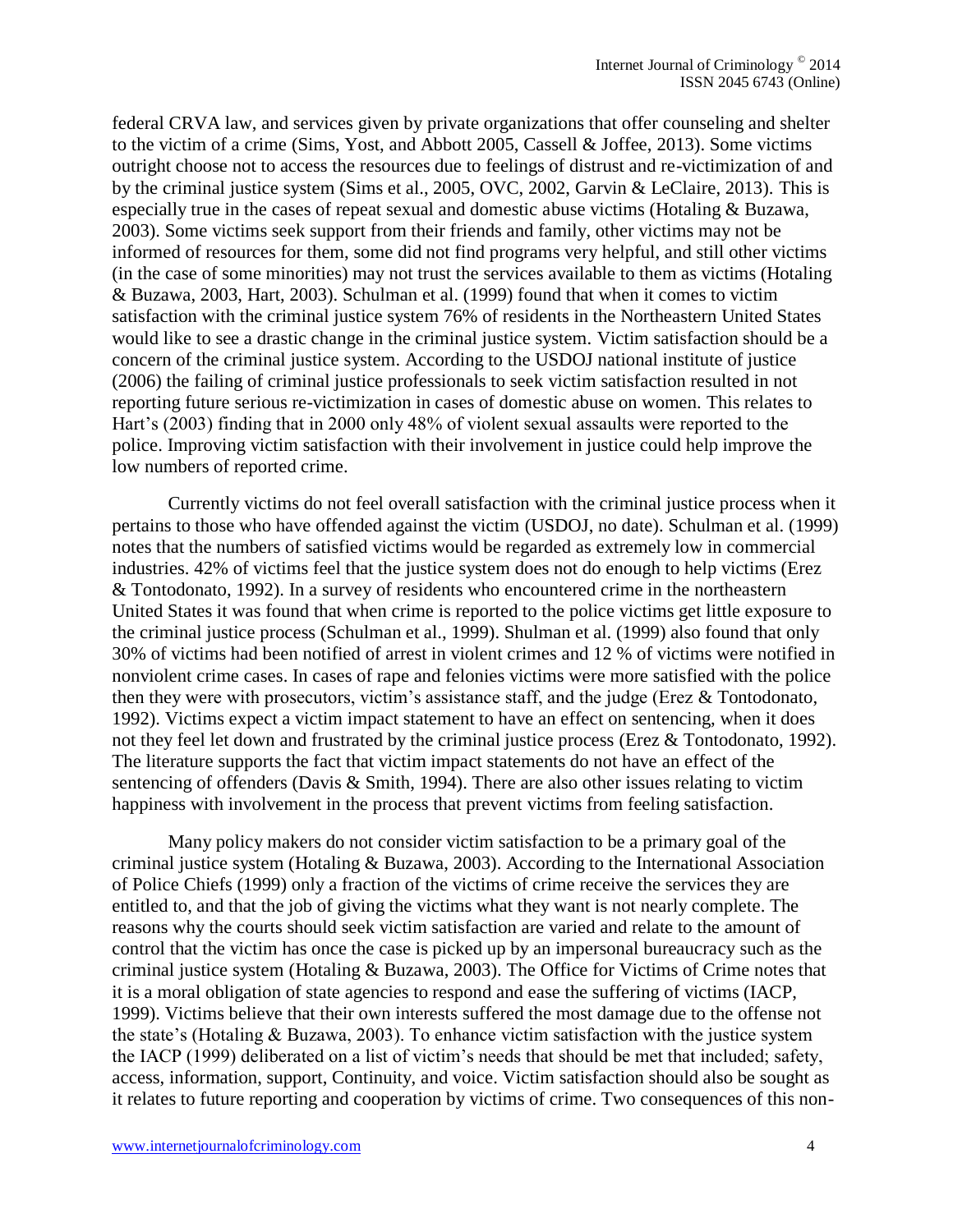federal CRVA law, and services given by private organizations that offer counseling and shelter to the victim of a crime (Sims, Yost, and Abbott 2005, Cassell & Joffee, 2013). Some victims outright choose not to access the resources due to feelings of distrust and re-victimization of and by the criminal justice system (Sims et al., 2005, OVC, 2002, Garvin & LeClaire, 2013). This is especially true in the cases of repeat sexual and domestic abuse victims (Hotaling & Buzawa, 2003). Some victims seek support from their friends and family, other victims may not be informed of resources for them, some did not find programs very helpful, and still other victims (in the case of some minorities) may not trust the services available to them as victims (Hotaling & Buzawa, 2003, Hart, 2003). Schulman et al. (1999) found that when it comes to victim satisfaction with the criminal justice system 76% of residents in the Northeastern United States would like to see a drastic change in the criminal justice system. Victim satisfaction should be a concern of the criminal justice system. According to the USDOJ national institute of justice (2006) the failing of criminal justice professionals to seek victim satisfaction resulted in not reporting future serious re-victimization in cases of domestic abuse on women. This relates to Hart's (2003) finding that in 2000 only 48% of violent sexual assaults were reported to the police. Improving victim satisfaction with their involvement in justice could help improve the low numbers of reported crime.

Currently victims do not feel overall satisfaction with the criminal justice process when it pertains to those who have offended against the victim (USDOJ, no date). Schulman et al. (1999) notes that the numbers of satisfied victims would be regarded as extremely low in commercial industries. 42% of victims feel that the justice system does not do enough to help victims (Erez & Tontodonato, 1992). In a survey of residents who encountered crime in the northeastern United States it was found that when crime is reported to the police victims get little exposure to the criminal justice process (Schulman et al., 1999). Shulman et al. (1999) also found that only 30% of victims had been notified of arrest in violent crimes and 12 % of victims were notified in nonviolent crime cases. In cases of rape and felonies victims were more satisfied with the police then they were with prosecutors, victim's assistance staff, and the judge (Erez & Tontodonato, 1992). Victims expect a victim impact statement to have an effect on sentencing, when it does not they feel let down and frustrated by the criminal justice process (Erez & Tontodonato, 1992). The literature supports the fact that victim impact statements do not have an effect of the sentencing of offenders (Davis & Smith, 1994). There are also other issues relating to victim happiness with involvement in the process that prevent victims from feeling satisfaction.

Many policy makers do not consider victim satisfaction to be a primary goal of the criminal justice system (Hotaling & Buzawa, 2003). According to the International Association of Police Chiefs (1999) only a fraction of the victims of crime receive the services they are entitled to, and that the job of giving the victims what they want is not nearly complete. The reasons why the courts should seek victim satisfaction are varied and relate to the amount of control that the victim has once the case is picked up by an impersonal bureaucracy such as the criminal justice system (Hotaling & Buzawa, 2003). The Office for Victims of Crime notes that it is a moral obligation of state agencies to respond and ease the suffering of victims (IACP, 1999). Victims believe that their own interests suffered the most damage due to the offense not the state's (Hotaling & Buzawa, 2003). To enhance victim satisfaction with the justice system the IACP (1999) deliberated on a list of victim's needs that should be met that included; safety, access, information, support, Continuity, and voice. Victim satisfaction should also be sought as it relates to future reporting and cooperation by victims of crime. Two consequences of this non-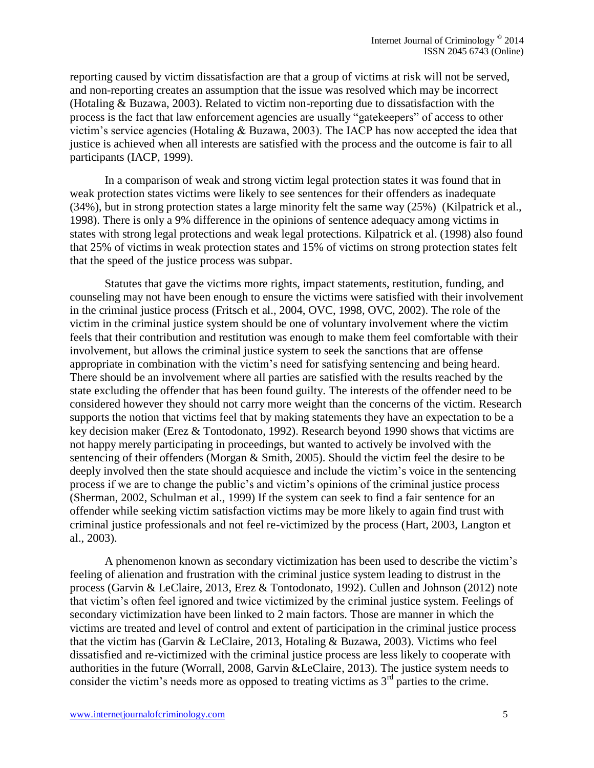reporting caused by victim dissatisfaction are that a group of victims at risk will not be served, and non-reporting creates an assumption that the issue was resolved which may be incorrect (Hotaling & Buzawa, 2003). Related to victim non-reporting due to dissatisfaction with the process is the fact that law enforcement agencies are usually "gatekeepers" of access to other victim's service agencies (Hotaling & Buzawa, 2003). The IACP has now accepted the idea that justice is achieved when all interests are satisfied with the process and the outcome is fair to all participants (IACP, 1999).

In a comparison of weak and strong victim legal protection states it was found that in weak protection states victims were likely to see sentences for their offenders as inadequate (34%), but in strong protection states a large minority felt the same way (25%) (Kilpatrick et al., 1998). There is only a 9% difference in the opinions of sentence adequacy among victims in states with strong legal protections and weak legal protections. Kilpatrick et al. (1998) also found that 25% of victims in weak protection states and 15% of victims on strong protection states felt that the speed of the justice process was subpar.

Statutes that gave the victims more rights, impact statements, restitution, funding, and counseling may not have been enough to ensure the victims were satisfied with their involvement in the criminal justice process (Fritsch et al., 2004, OVC, 1998, OVC, 2002). The role of the victim in the criminal justice system should be one of voluntary involvement where the victim feels that their contribution and restitution was enough to make them feel comfortable with their involvement, but allows the criminal justice system to seek the sanctions that are offense appropriate in combination with the victim's need for satisfying sentencing and being heard. There should be an involvement where all parties are satisfied with the results reached by the state excluding the offender that has been found guilty. The interests of the offender need to be considered however they should not carry more weight than the concerns of the victim. Research supports the notion that victims feel that by making statements they have an expectation to be a key decision maker (Erez & Tontodonato, 1992). Research beyond 1990 shows that victims are not happy merely participating in proceedings, but wanted to actively be involved with the sentencing of their offenders (Morgan & Smith, 2005). Should the victim feel the desire to be deeply involved then the state should acquiesce and include the victim's voice in the sentencing process if we are to change the public's and victim's opinions of the criminal justice process (Sherman, 2002, Schulman et al., 1999) If the system can seek to find a fair sentence for an offender while seeking victim satisfaction victims may be more likely to again find trust with criminal justice professionals and not feel re-victimized by the process (Hart, 2003, Langton et al., 2003).

A phenomenon known as secondary victimization has been used to describe the victim's feeling of alienation and frustration with the criminal justice system leading to distrust in the process (Garvin & LeClaire, 2013, Erez & Tontodonato, 1992). Cullen and Johnson (2012) note that victim's often feel ignored and twice victimized by the criminal justice system. Feelings of secondary victimization have been linked to 2 main factors. Those are manner in which the victims are treated and level of control and extent of participation in the criminal justice process that the victim has (Garvin & LeClaire, 2013, Hotaling & Buzawa, 2003). Victims who feel dissatisfied and re-victimized with the criminal justice process are less likely to cooperate with authorities in the future (Worrall, 2008, Garvin &LeClaire, 2013). The justice system needs to consider the victim's needs more as opposed to treating victims as 3rd parties to the crime.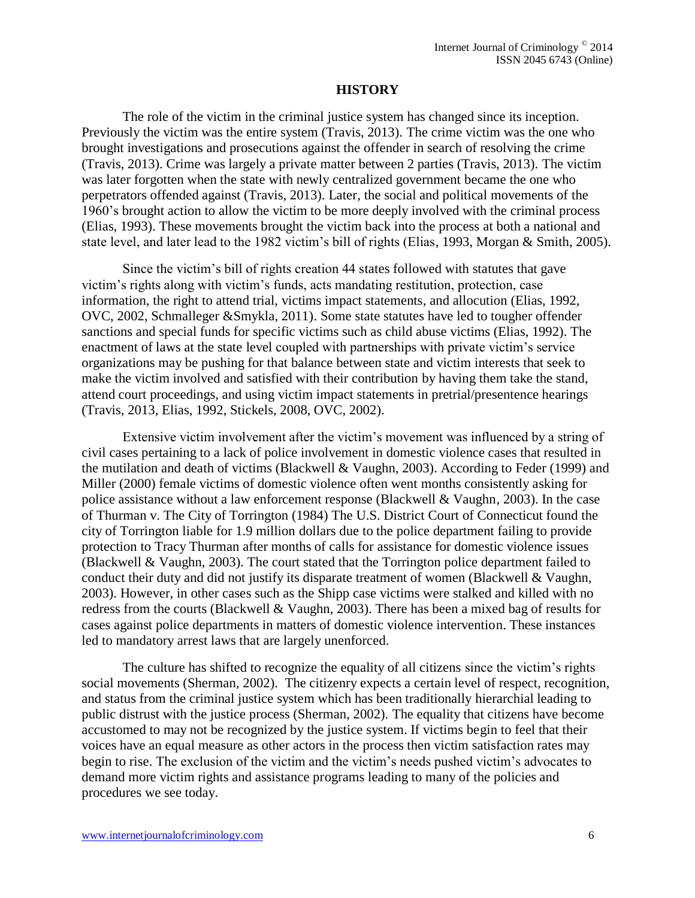# HISTORY

The role of the victim in the criminal justice system has changed since its inception. Previously the victim was the entire system (Travis, 2013). The crime victim was the one who brought investigations and prosecutions against the offender in search of resolving the crime (Travis, 2013). Crime was largely a private matter between 2 parties (Travis, 2013). The victim was later forgotten when the state with newly centralized government became the one who perpetrators offended against (Travis, 2013). Later, the social and political movements of the 1960's brought action to allow the victim to be more deeply involved with the criminal process (Elias, 1993). These movements brought the victim back into the process at both a national and state level, and later lead to the 1982 victim's bill of rights (Elias, 1993, Morgan & Smith, 2005).

Since the victim's bill of rights creation 44 states followed with statutes that gave victim's rights along with victim's funds, acts mandating restitution, protection, case information, the right to attend trial, victims impact statements, and allocution (Elias, 1992, OVC, 2002, Schmalleger &Smykla, 2011). Some state statutes have led to tougher offender sanctions and special funds for specific victims such as child abuse victims (Elias, 1992). The enactment of laws at the state level coupled with partnerships with private victim's service organizations may be pushing for that balance between state and victim interests that seek to make the victim involved and satisfied with their contribution by having them take the stand, attend court proceedings, and using victim impact statements in pretrial/presentence hearings (Travis, 2013, Elias, 1992, Stickels, 2008, OVC, 2002).

Extensive victim involvement after the victim's movement was influenced by a string of civil cases pertaining to a lack of police involvement in domestic violence cases that resulted in the mutilation and death of victims (Blackwell & Vaughn, 2003). According to Feder (1999) and Miller (2000) female victims of domestic violence often went months consistently asking for police assistance without a law enforcement response (Blackwell & Vaughn, 2003). In the case of Thurman v. The City of Torrington (1984) The U.S. District Court of Connecticut found the city of Torrington liable for 1.9 million dollars due to the police department failing to provide protection to Tracy Thurman after months of calls for assistance for domestic violence issues (Blackwell & Vaughn, 2003). The court stated that the Torrington police department failed to conduct their duty and did not justify its disparate treatment of women (Blackwell & Vaughn, 2003). However, in other cases such as the Shipp case victims were stalked and killed with no redress from the courts (Blackwell & Vaughn, 2003). There has been a mixed bag of results for cases against police departments in matters of domestic violence intervention. These instances led to mandatory arrest laws that are largely unenforced.

The culture has shifted to recognize the equality of all citizens since the victim's rights social movements (Sherman, 2002). The citizenry expects a certain level of respect, recognition, and status from the criminal justice system which has been traditionally hierarchial leading to public distrust with the justice process (Sherman, 2002). The equality that citizens have become accustomed to may not be recognized by the justice system. If victims begin to feel that their voices have an equal measure as other actors in the process then victim satisfaction rates may begin to rise. The exclusion of the victim and the victim's needs pushed victim's advocates to demand more victim rights and assistance programs leading to many of the policies and procedures we see today.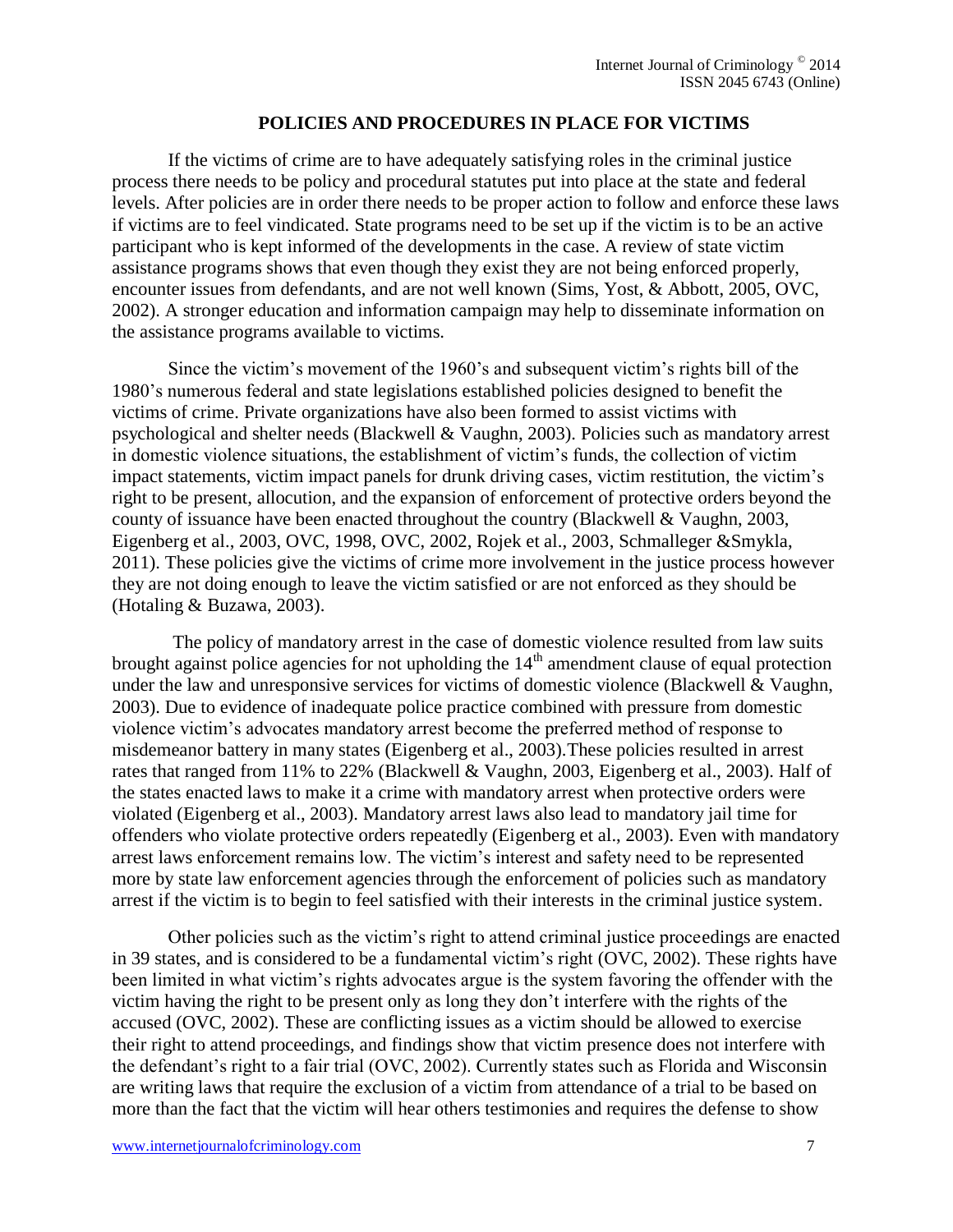## POLICIES AND PROCEDURES IN PLACE FOR VICTIMS

If the victims of crime are to have adequately satisfying roles in the criminal justice process there needs to be policy and procedural statutes put into place at the state and federal levels. After policies are in order there needs to be proper action to follow and enforce these laws if victims are to feel vindicated. State programs need to be set up if the victim is to be an active participant who is kept informed of the developments in the case. A review of state victim assistance programs shows that even though they exist they are not being enforced properly, encounter issues from defendants, and are not well known (Sims, Yost, & Abbott, 2005, OVC, 2002). A stronger education and information campaign may help to disseminate information on the assistance programs available to victims.

Since the victim's movement of the 1960's and subsequent victim's rights bill of the 1980's numerous federal and state legislations established policies designed to benefit the victims of crime. Private organizations have also been formed to assist victims with psychological and shelter needs (Blackwell & Vaughn, 2003). Policies such as mandatory arrest in domestic violence situations, the establishment of victim's funds, the collection of victim impact statements, victim impact panels for drunk driving cases, victim restitution, the victim's right to be present, allocution, and the expansion of enforcement of protective orders beyond the county of issuance have been enacted throughout the country (Blackwell & Vaughn, 2003, Eigenberg et al., 2003, OVC, 1998, OVC, 2002, Rojek et al., 2003, Schmalleger &Smykla, 2011). These policies give the victims of crime more involvement in the justice process however they are not doing enough to leave the victim satisfied or are not enforced as they should be (Hotaling & Buzawa, 2003).

The policy of mandatory arrest in the case of domestic violence resulted from law suits brought against police agencies for not upholding the 14th amendment clause of equal protection under the law and unresponsive services for victims of domestic violence (Blackwell & Vaughn, 2003). Due to evidence of inadequate police practice combined with pressure from domestic violence victim's advocates mandatory arrest become the preferred method of response to misdemeanor battery in many states (Eigenberg et al., 2003).These policies resulted in arrest rates that ranged from 11% to 22% (Blackwell & Vaughn, 2003, Eigenberg et al., 2003). Half of the states enacted laws to make it a crime with mandatory arrest when protective orders were violated (Eigenberg et al., 2003). Mandatory arrest laws also lead to mandatory jail time for offenders who violate protective orders repeatedly (Eigenberg et al., 2003). Even with mandatory arrest laws enforcement remains low. The victim's interest and safety need to be represented more by state law enforcement agencies through the enforcement of policies such as mandatory arrest if the victim is to begin to feel satisfied with their interests in the criminal justice system.

Other policies such as the victim's right to attend criminal justice proceedings are enacted in 39 states, and is considered to be a fundamental victim's right (OVC, 2002). These rights have been limited in what victim's rights advocates argue is the system favoring the offender with the victim having the right to be present only as long they don't interfere with the rights of the accused (OVC, 2002). These are conflicting issues as a victim should be allowed to exercise their right to attend proceedings, and findings show that victim presence does not interfere with the defendant's right to a fair trial (OVC, 2002). Currently states such as Florida and Wisconsin are writing laws that require the exclusion of a victim from attendance of a trial to be based on more than the fact that the victim will hear others testimonies and requires the defense to show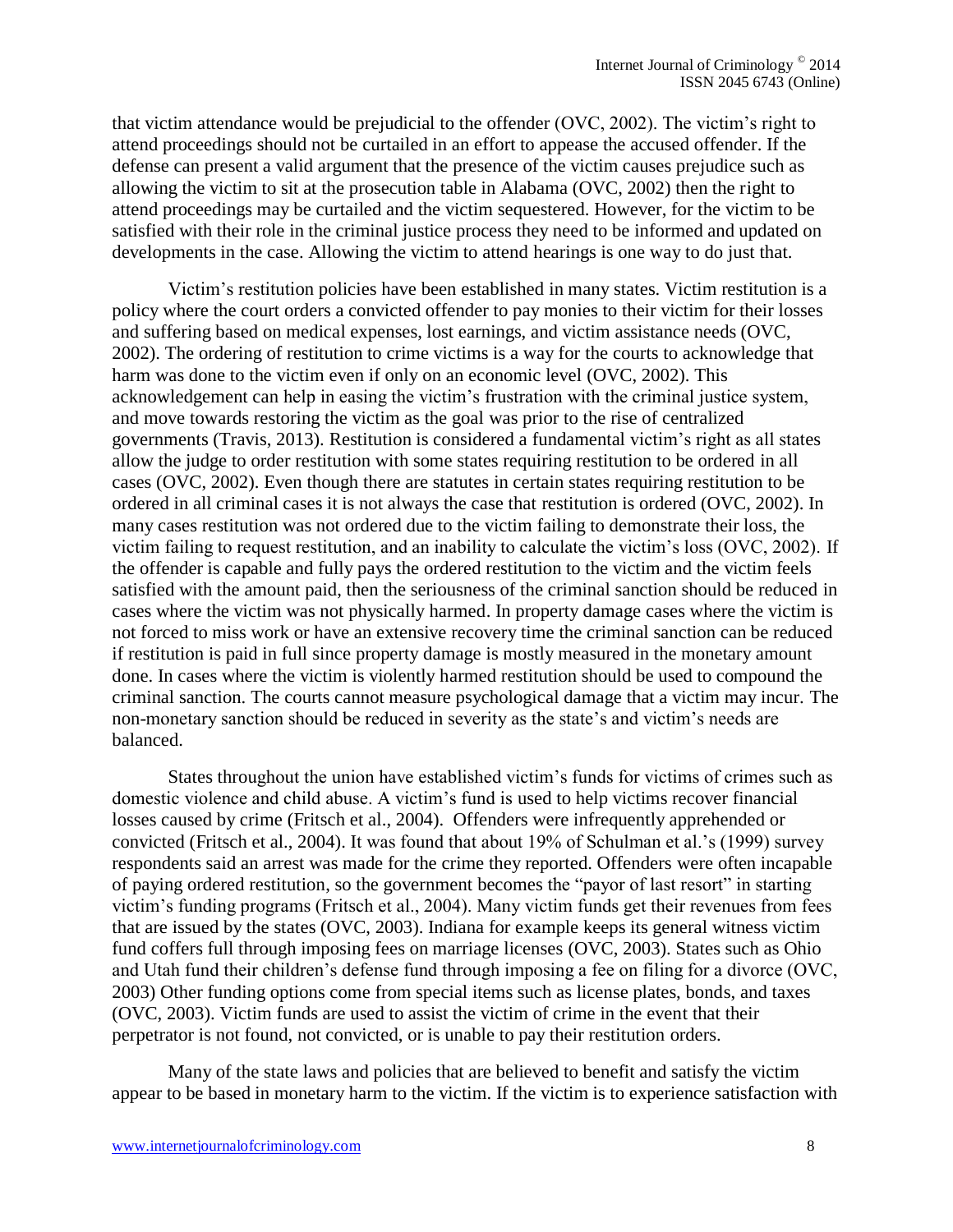that victim attendance would be prejudicial to the offender (OVC, 2002). The victim's right to attend proceedings should not be curtailed in an effort to appease the accused offender. If the defense can present a valid argument that the presence of the victim causes prejudice such as allowing the victim to sit at the prosecution table in Alabama (OVC, 2002) then the right to attend proceedings may be curtailed and the victim sequestered. However, for the victim to be satisfied with their role in the criminal justice process they need to be informed and updated on developments in the case. Allowing the victim to attend hearings is one way to do just that.

Victim's restitution policies have been established in many states. Victim restitution is a policy where the court orders a convicted offender to pay monies to their victim for their losses and suffering based on medical expenses, lost earnings, and victim assistance needs (OVC, 2002). The ordering of restitution to crime victims is a way for the courts to acknowledge that harm was done to the victim even if only on an economic level (OVC, 2002). This acknowledgement can help in easing the victim's frustration with the criminal justice system, and move towards restoring the victim as the goal was prior to the rise of centralized governments (Travis, 2013). Restitution is considered a fundamental victim's right as all states allow the judge to order restitution with some states requiring restitution to be ordered in all cases (OVC, 2002). Even though there are statutes in certain states requiring restitution to be ordered in all criminal cases it is not always the case that restitution is ordered (OVC, 2002). In many cases restitution was not ordered due to the victim failing to demonstrate their loss, the victim failing to request restitution, and an inability to calculate the victim's loss (OVC, 2002). If the offender is capable and fully pays the ordered restitution to the victim and the victim feels satisfied with the amount paid, then the seriousness of the criminal sanction should be reduced in cases where the victim was not physically harmed. In property damage cases where the victim is not forced to miss work or have an extensive recovery time the criminal sanction can be reduced if restitution is paid in full since property damage is mostly measured in the monetary amount done. In cases where the victim is violently harmed restitution should be used to compound the criminal sanction. The courts cannot measure psychological damage that a victim may incur. The non-monetary sanction should be reduced in severity as the state's and victim's needs are balanced.

States throughout the union have established victim's funds for victims of crimes such as domestic violence and child abuse. A victim's fund is used to help victims recover financial losses caused by crime (Fritsch et al., 2004). Offenders were infrequently apprehended or convicted (Fritsch et al., 2004). It was found that about 19% of Schulman et al.'s (1999) survey respondents said an arrest was made for the crime they reported. Offenders were often incapable of paying ordered restitution, so the government becomes the "payor of last resort" in starting victim's funding programs (Fritsch et al., 2004). Many victim funds get their revenues from fees that are issued by the states (OVC, 2003). Indiana for example keeps its general witness victim fund coffers full through imposing fees on marriage licenses (OVC, 2003). States such as Ohio and Utah fund their children's defense fund through imposing a fee on filing for a divorce (OVC, 2003) Other funding options come from special items such as license plates, bonds, and taxes (OVC, 2003). Victim funds are used to assist the victim of crime in the event that their perpetrator is not found, not convicted, or is unable to pay their restitution orders.

Many of the state laws and policies that are believed to benefit and satisfy the victim appear to be based in monetary harm to the victim. If the victim is to experience satisfaction with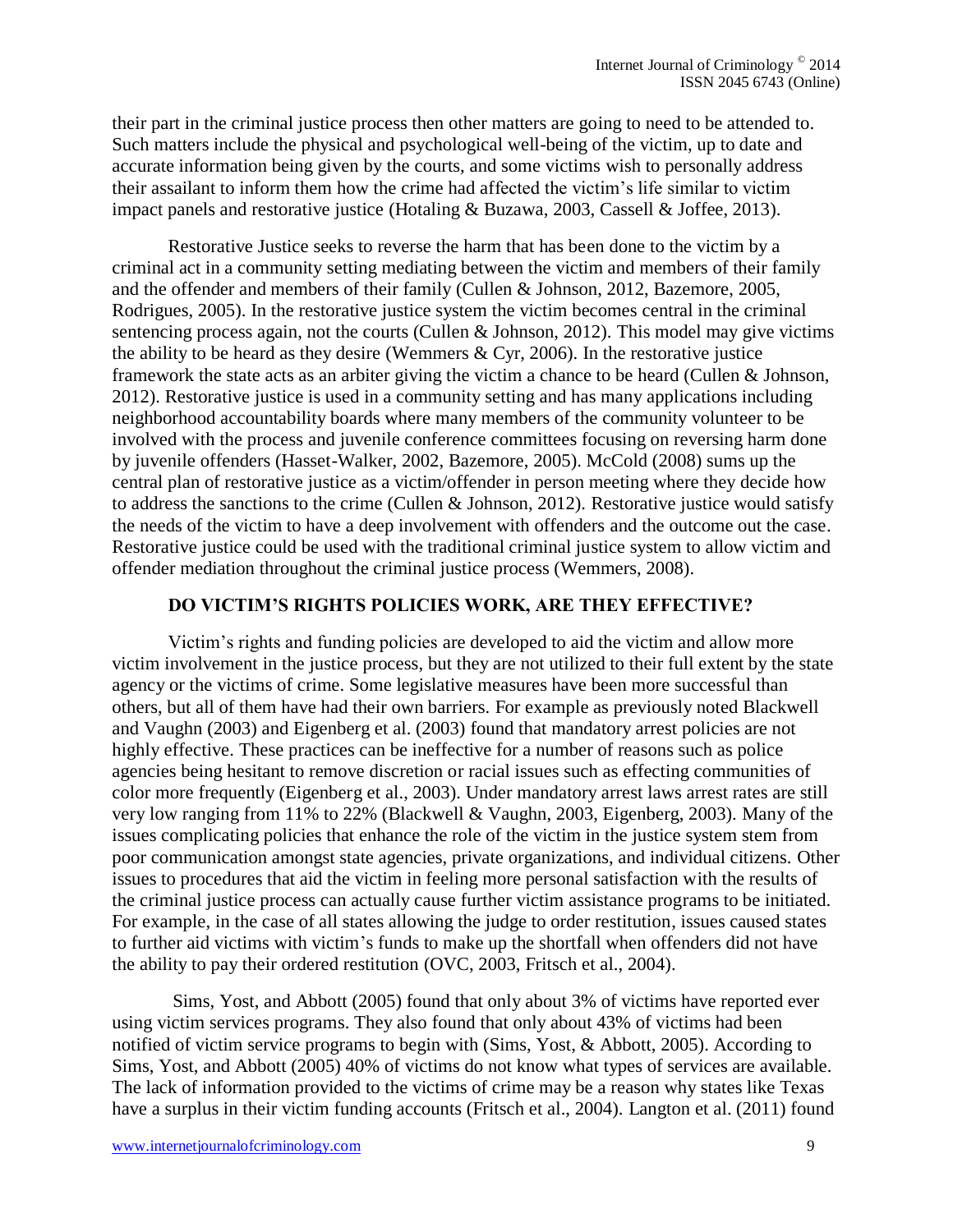their part in the criminal justice process then other matters are going to need to be attended to. Such matters include the physical and psychological well-being of the victim, up to date and accurate information being given by the courts, and some victims wish to personally address their assailant to inform them how the crime had affected the victim's life similar to victim impact panels and restorative justice (Hotaling & Buzawa, 2003, Cassell & Joffee, 2013).

Restorative Justice seeks to reverse the harm that has been done to the victim by a criminal act in a community setting mediating between the victim and members of their family and the offender and members of their family (Cullen & Johnson, 2012, Bazemore, 2005, Rodrigues, 2005). In the restorative justice system the victim becomes central in the criminal sentencing process again, not the courts (Cullen & Johnson, 2012). This model may give victims the ability to be heard as they desire (Wemmers & Cyr, 2006). In the restorative justice framework the state acts as an arbiter giving the victim a chance to be heard (Cullen & Johnson, 2012). Restorative justice is used in a community setting and has many applications including neighborhood accountability boards where many members of the community volunteer to be involved with the process and juvenile conference committees focusing on reversing harm done by juvenile offenders (Hasset-Walker, 2002, Bazemore, 2005). McCold (2008) sums up the central plan of restorative justice as a victim/offender in person meeting where they decide how to address the sanctions to the crime (Cullen & Johnson, 2012). Restorative justice would satisfy the needs of the victim to have a deep involvement with offenders and the outcome out the case. Restorative justice could be used with the traditional criminal justice system to allow victim and offender mediation throughout the criminal justice process (Wemmers, 2008).

## DO VICTIM'S RIGHTS POLICIES WORK, ARE THEY EFFECTIVE?

Victim's rights and funding policies are developed to aid the victim and allow more victim involvement in the justice process, but they are not utilized to their full extent by the state agency or the victims of crime. Some legislative measures have been more successful than others, but all of them have had their own barriers. For example as previously noted Blackwell and Vaughn (2003) and Eigenberg et al. (2003) found that mandatory arrest policies are not highly effective. These practices can be ineffective for a number of reasons such as police agencies being hesitant to remove discretion or racial issues such as effecting communities of color more frequently (Eigenberg et al., 2003). Under mandatory arrest laws arrest rates are still very low ranging from 11% to 22% (Blackwell & Vaughn, 2003, Eigenberg, 2003). Many of the issues complicating policies that enhance the role of the victim in the justice system stem from poor communication amongst state agencies, private organizations, and individual citizens. Other issues to procedures that aid the victim in feeling more personal satisfaction with the results of the criminal justice process can actually cause further victim assistance programs to be initiated. For example, in the case of all states allowing the judge to order restitution, issues caused states to further aid victims with victim's funds to make up the shortfall when offenders did not have the ability to pay their ordered restitution (OVC, 2003, Fritsch et al., 2004).

Sims, Yost, and Abbott (2005) found that only about 3% of victims have reported ever using victim services programs. They also found that only about 43% of victims had been notified of victim service programs to begin with (Sims, Yost, & Abbott, 2005). According to Sims, Yost, and Abbott (2005) 40% of victims do not know what types of services are available. The lack of information provided to the victims of crime may be a reason why states like Texas have a surplus in their victim funding accounts (Fritsch et al., 2004). Langton et al. (2011) found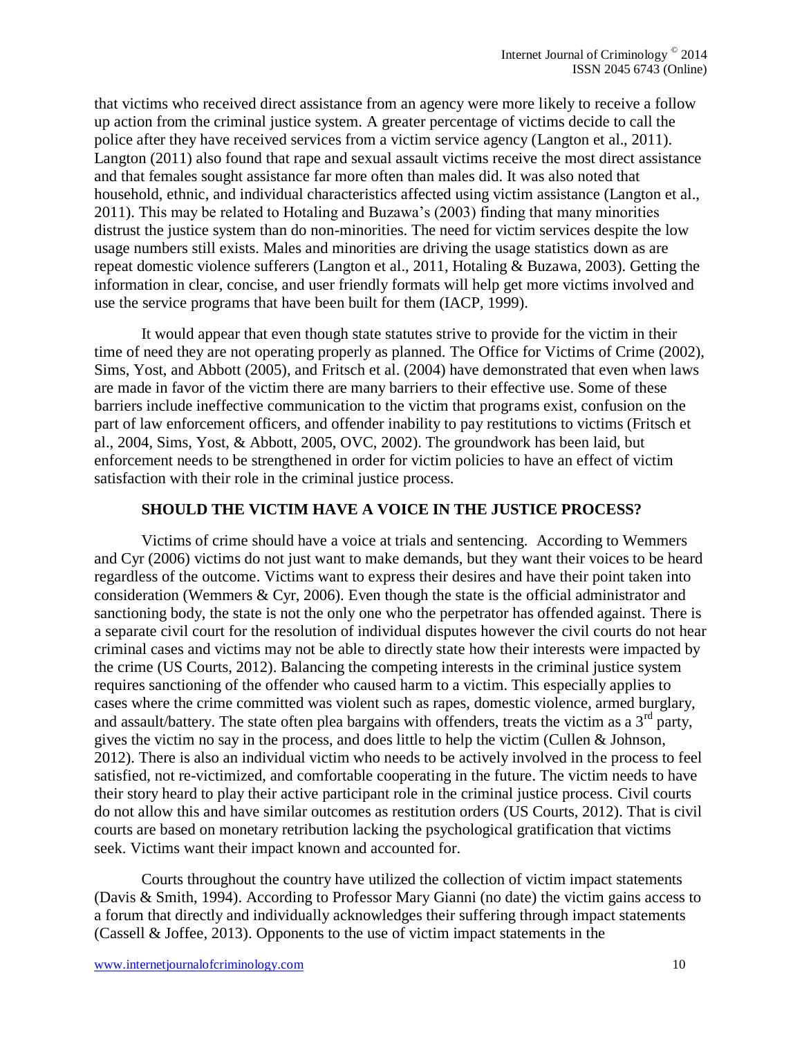that victims who received direct assistance from an agency were more likely to receive a follow up action from the criminal justice system. A greater percentage of victims decide to call the police after they have received services from a victim service agency (Langton et al., 2011). Langton (2011) also found that rape and sexual assault victims receive the most direct assistance and that females sought assistance far more often than males did. It was also noted that household, ethnic, and individual characteristics affected using victim assistance (Langton et al., 2011). This may be related to Hotaling and Buzawa's (2003) finding that many minorities distrust the justice system than do non-minorities. The need for victim services despite the low usage numbers still exists. Males and minorities are driving the usage statistics down as are repeat domestic violence sufferers (Langton et al., 2011, Hotaling & Buzawa, 2003). Getting the information in clear, concise, and user friendly formats will help get more victims involved and use the service programs that have been built for them (IACP, 1999).

It would appear that even though state statutes strive to provide for the victim in their time of need they are not operating properly as planned. The Office for Victims of Crime (2002), Sims, Yost, and Abbott (2005), and Fritsch et al. (2004) have demonstrated that even when laws are made in favor of the victim there are many barriers to their effective use. Some of these barriers include ineffective communication to the victim that programs exist, confusion on the part of law enforcement officers, and offender inability to pay restitutions to victims (Fritsch et al., 2004, Sims, Yost, & Abbott, 2005, OVC, 2002). The groundwork has been laid, but enforcement needs to be strengthened in order for victim policies to have an effect of victim satisfaction with their role in the criminal justice process.

## SHOULD THE VICTIM HAVE A VOICE IN THE JUSTICE PROCESS?

Victims of crime should have a voice at trials and sentencing. According to Wemmers and Cyr (2006) victims do not just want to make demands, but they want their voices to be heard regardless of the outcome. Victims want to express their desires and have their point taken into consideration (Wemmers & Cyr, 2006). Even though the state is the official administrator and sanctioning body, the state is not the only one who the perpetrator has offended against. There is a separate civil court for the resolution of individual disputes however the civil courts do not hear criminal cases and victims may not be able to directly state how their interests were impacted by the crime (US Courts, 2012). Balancing the competing interests in the criminal justice system requires sanctioning of the offender who caused harm to a victim. This especially applies to cases where the crime committed was violent such as rapes, domestic violence, armed burglary, and assault/battery. The state often plea bargains with offenders, treats the victim as a 3rd party, gives the victim no say in the process, and does little to help the victim (Cullen & Johnson, 2012). There is also an individual victim who needs to be actively involved in the process to feel satisfied, not re-victimized, and comfortable cooperating in the future. The victim needs to have their story heard to play their active participant role in the criminal justice process. Civil courts do not allow this and have similar outcomes as restitution orders (US Courts, 2012). That is civil courts are based on monetary retribution lacking the psychological gratification that victims seek. Victims want their impact known and accounted for.

Courts throughout the country have utilized the collection of victim impact statements (Davis & Smith, 1994). According to Professor Mary Gianni (no date) the victim gains access to a forum that directly and individually acknowledges their suffering through impact statements (Cassell & Joffee, 2013). Opponents to the use of victim impact statements in the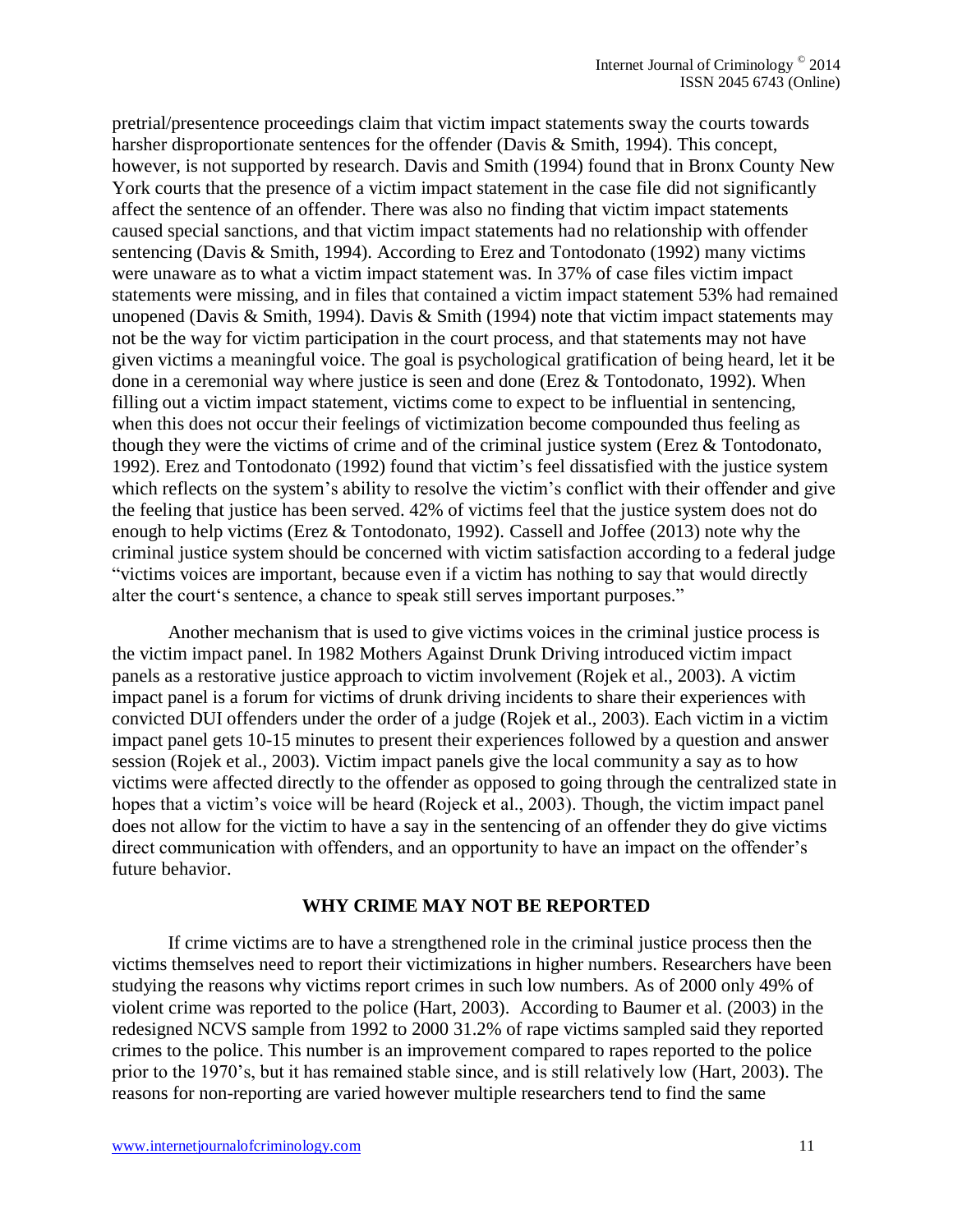pretrial/presentence proceedings claim that victim impact statements sway the courts towards harsher disproportionate sentences for the offender (Davis & Smith, 1994). This concept, however, is not supported by research. Davis and Smith (1994) found that in Bronx County New York courts that the presence of a victim impact statement in the case file did not significantly affect the sentence of an offender. There was also no finding that victim impact statements caused special sanctions, and that victim impact statements had no relationship with offender sentencing (Davis & Smith, 1994). According to Erez and Tontodonato (1992) many victims were unaware as to what a victim impact statement was. In 37% of case files victim impact statements were missing, and in files that contained a victim impact statement 53% had remained unopened (Davis & Smith, 1994). Davis & Smith (1994) note that victim impact statements may not be the way for victim participation in the court process, and that statements may not have given victims a meaningful voice. The goal is psychological gratification of being heard, let it be done in a ceremonial way where justice is seen and done (Erez & Tontodonato, 1992). When filling out a victim impact statement, victims come to expect to be influential in sentencing, when this does not occur their feelings of victimization become compounded thus feeling as though they were the victims of crime and of the criminal justice system (Erez & Tontodonato, 1992). Erez and Tontodonato (1992) found that victim's feel dissatisfied with the justice system which reflects on the system's ability to resolve the victim's conflict with their offender and give the feeling that justice has been served. 42% of victims feel that the justice system does not do enough to help victims (Erez & Tontodonato, 1992). Cassell and Joffee (2013) note why the criminal justice system should be concerned with victim satisfaction according to a federal judge "victims voices are important, because even if a victim has nothing to say that would directly alter the court's sentence, a chance to speak still serves important purposes."

Another mechanism that is used to give victims voices in the criminal justice process is the victim impact panel. In 1982 Mothers Against Drunk Driving introduced victim impact panels as a restorative justice approach to victim involvement (Rojek et al., 2003). A victim impact panel is a forum for victims of drunk driving incidents to share their experiences with convicted DUI offenders under the order of a judge (Rojek et al., 2003). Each victim in a victim impact panel gets 10-15 minutes to present their experiences followed by a question and answer session (Rojek et al., 2003). Victim impact panels give the local community a say as to how victims were affected directly to the offender as opposed to going through the centralized state in hopes that a victim's voice will be heard (Rojeck et al., 2003). Though, the victim impact panel does not allow for the victim to have a say in the sentencing of an offender they do give victims direct communication with offenders, and an opportunity to have an impact on the offender's future behavior.

## WHY CRIME MAY NOT BE REPORTED

If crime victims are to have a strengthened role in the criminal justice process then the victims themselves need to report their victimizations in higher numbers. Researchers have been studying the reasons why victims report crimes in such low numbers. As of 2000 only 49% of violent crime was reported to the police (Hart, 2003). According to Baumer et al. (2003) in the redesigned NCVS sample from 1992 to 2000 31.2% of rape victims sampled said they reported crimes to the police. This number is an improvement compared to rapes reported to the police prior to the 1970's, but it has remained stable since, and is still relatively low (Hart, 2003). The reasons for non-reporting are varied however multiple researchers tend to find the same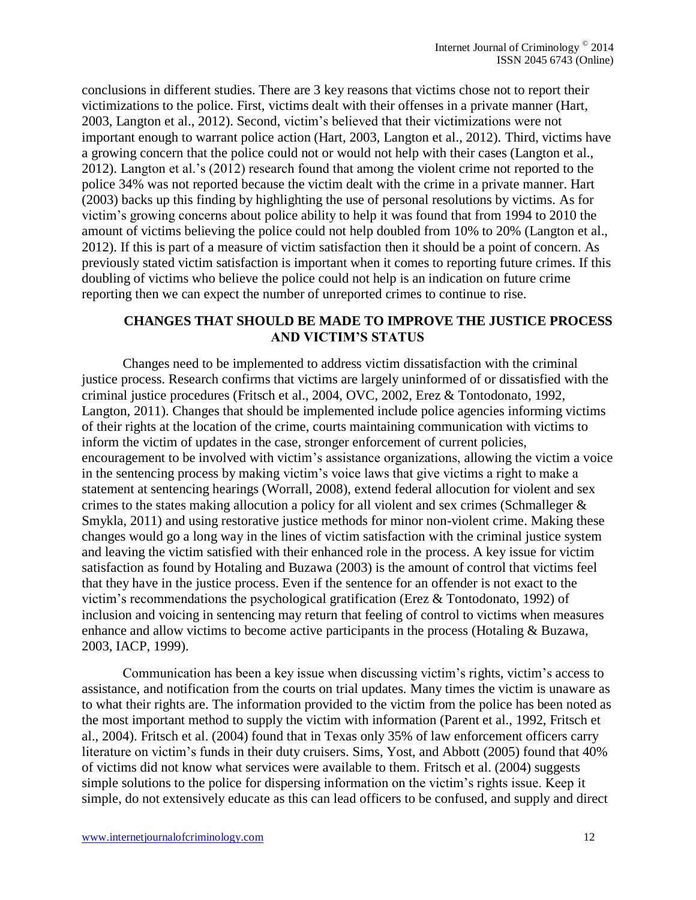conclusions in different studies. There are 3 key reasons that victims chose not to report their victimizations to the police. First, victims dealt with their offenses in a private manner (Hart, 2003, Langton et al., 2012). Second, victim's believed that their victimizations were not important enough to warrant police action (Hart, 2003, Langton et al., 2012). Third, victims have a growing concern that the police could not or would not help with their cases (Langton et al., 2012). Langton et al.'s (2012) research found that among the violent crime not reported to the police 34% was not reported because the victim dealt with the crime in a private manner. Hart (2003) backs up this finding by highlighting the use of personal resolutions by victims. As for victim's growing concerns about police ability to help it was found that from 1994 to 2010 the amount of victims believing the police could not help doubled from 10% to 20% (Langton et al., 2012). If this is part of a measure of victim satisfaction then it should be a point of concern. As previously stated victim satisfaction is important when it comes to reporting future crimes. If this doubling of victims who believe the police could not help is an indication on future crime reporting then we can expect the number of unreported crimes to continue to rise.

## CHANGES THAT SHOULD BE MADE TO IMPROVE THE JUSTICE PROCESS AND VICTIM'S STATUS

Changes need to be implemented to address victim dissatisfaction with the criminal justice process. Research confirms that victims are largely uninformed of or dissatisfied with the criminal justice procedures (Fritsch et al., 2004, OVC, 2002, Erez & Tontodonato, 1992, Langton, 2011). Changes that should be implemented include police agencies informing victims of their rights at the location of the crime, courts maintaining communication with victims to inform the victim of updates in the case, stronger enforcement of current policies, encouragement to be involved with victim's assistance organizations, allowing the victim a voice in the sentencing process by making victim's voice laws that give victims a right to make a statement at sentencing hearings (Worrall, 2008), extend federal allocution for violent and sex crimes to the states making allocution a policy for all violent and sex crimes (Schmalleger & Smykla, 2011) and using restorative justice methods for minor non-violent crime. Making these changes would go a long way in the lines of victim satisfaction with the criminal justice system and leaving the victim satisfied with their enhanced role in the process. A key issue for victim satisfaction as found by Hotaling and Buzawa (2003) is the amount of control that victims feel that they have in the justice process. Even if the sentence for an offender is not exact to the victim's recommendations the psychological gratification (Erez & Tontodonato, 1992) of inclusion and voicing in sentencing may return that feeling of control to victims when measures enhance and allow victims to become active participants in the process (Hotaling & Buzawa, 2003, IACP, 1999).

Communication has been a key issue when discussing victim's rights, victim's access to assistance, and notification from the courts on trial updates. Many times the victim is unaware as to what their rights are. The information provided to the victim from the police has been noted as the most important method to supply the victim with information (Parent et al., 1992, Fritsch et al., 2004). Fritsch et al. (2004) found that in Texas only 35% of law enforcement officers carry literature on victim's funds in their duty cruisers. Sims, Yost, and Abbott (2005) found that 40% of victims did not know what services were available to them. Fritsch et al. (2004) suggests simple solutions to the police for dispersing information on the victim's rights issue. Keep it simple, do not extensively educate as this can lead officers to be confused, and supply and direct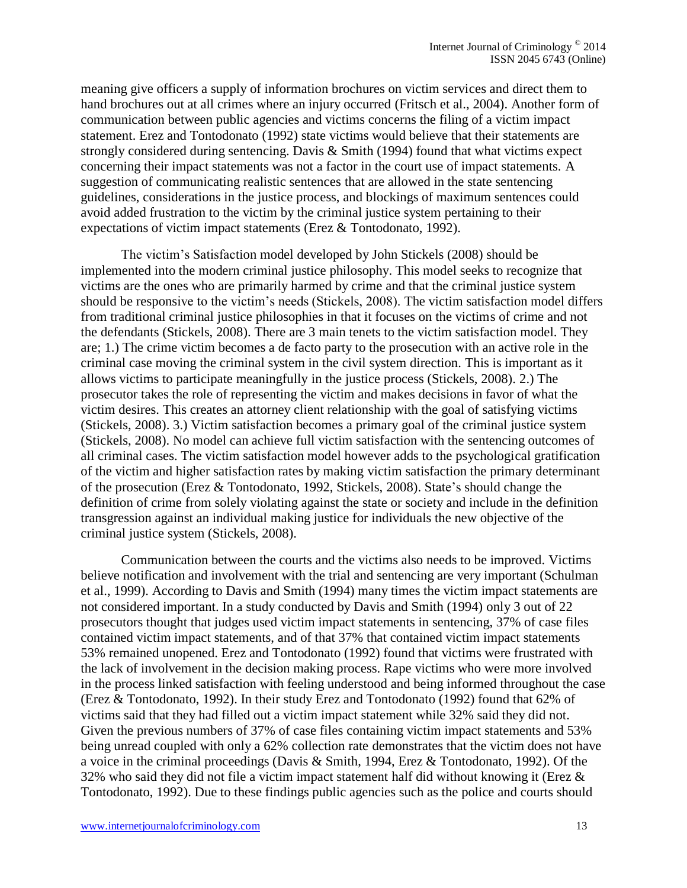meaning give officers a supply of information brochures on victim services and direct them to hand brochures out at all crimes where an injury occurred (Fritsch et al., 2004). Another form of communication between public agencies and victims concerns the filing of a victim impact statement. Erez and Tontodonato (1992) state victims would believe that their statements are strongly considered during sentencing. Davis & Smith (1994) found that what victims expect concerning their impact statements was not a factor in the court use of impact statements. A suggestion of communicating realistic sentences that are allowed in the state sentencing guidelines, considerations in the justice process, and blockings of maximum sentences could avoid added frustration to the victim by the criminal justice system pertaining to their expectations of victim impact statements (Erez & Tontodonato, 1992).

The victim's Satisfaction model developed by John Stickels (2008) should be implemented into the modern criminal justice philosophy. This model seeks to recognize that victims are the ones who are primarily harmed by crime and that the criminal justice system should be responsive to the victim's needs (Stickels, 2008). The victim satisfaction model differs from traditional criminal justice philosophies in that it focuses on the victims of crime and not the defendants (Stickels, 2008). There are 3 main tenets to the victim satisfaction model. They are; 1.) The crime victim becomes a de facto party to the prosecution with an active role in the criminal case moving the criminal system in the civil system direction. This is important as it allows victims to participate meaningfully in the justice process (Stickels, 2008). 2.) The prosecutor takes the role of representing the victim and makes decisions in favor of what the victim desires. This creates an attorney client relationship with the goal of satisfying victims (Stickels, 2008). 3.) Victim satisfaction becomes a primary goal of the criminal justice system (Stickels, 2008). No model can achieve full victim satisfaction with the sentencing outcomes of all criminal cases. The victim satisfaction model however adds to the psychological gratification of the victim and higher satisfaction rates by making victim satisfaction the primary determinant of the prosecution (Erez & Tontodonato, 1992, Stickels, 2008). State's should change the definition of crime from solely violating against the state or society and include in the definition transgression against an individual making justice for individuals the new objective of the criminal justice system (Stickels, 2008).

Communication between the courts and the victims also needs to be improved. Victims believe notification and involvement with the trial and sentencing are very important (Schulman et al., 1999). According to Davis and Smith (1994) many times the victim impact statements are not considered important. In a study conducted by Davis and Smith (1994) only 3 out of 22 prosecutors thought that judges used victim impact statements in sentencing, 37% of case files contained victim impact statements, and of that 37% that contained victim impact statements 53% remained unopened. Erez and Tontodonato (1992) found that victims were frustrated with the lack of involvement in the decision making process. Rape victims who were more involved in the process linked satisfaction with feeling understood and being informed throughout the case (Erez & Tontodonato, 1992). In their study Erez and Tontodonato (1992) found that 62% of victims said that they had filled out a victim impact statement while 32% said they did not. Given the previous numbers of 37% of case files containing victim impact statements and 53% being unread coupled with only a 62% collection rate demonstrates that the victim does not have a voice in the criminal proceedings (Davis & Smith, 1994, Erez & Tontodonato, 1992). Of the 32% who said they did not file a victim impact statement half did without knowing it (Erez & Tontodonato, 1992). Due to these findings public agencies such as the police and courts should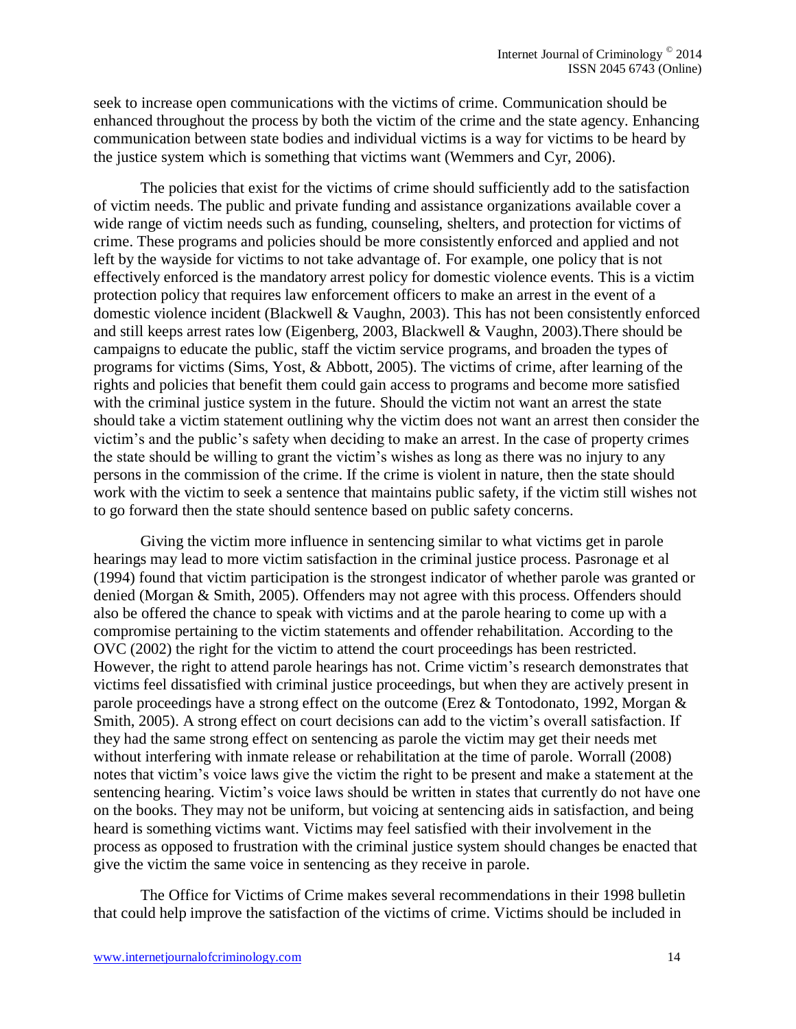seek to increase open communications with the victims of crime. Communication should be enhanced throughout the process by both the victim of the crime and the state agency. Enhancing communication between state bodies and individual victims is a way for victims to be heard by the justice system which is something that victims want (Wemmers and Cyr, 2006).

The policies that exist for the victims of crime should sufficiently add to the satisfaction of victim needs. The public and private funding and assistance organizations available cover a wide range of victim needs such as funding, counseling, shelters, and protection for victims of crime. These programs and policies should be more consistently enforced and applied and not left by the wayside for victims to not take advantage of. For example, one policy that is not effectively enforced is the mandatory arrest policy for domestic violence events. This is a victim protection policy that requires law enforcement officers to make an arrest in the event of a domestic violence incident (Blackwell & Vaughn, 2003). This has not been consistently enforced and still keeps arrest rates low (Eigenberg, 2003, Blackwell & Vaughn, 2003).There should be campaigns to educate the public, staff the victim service programs, and broaden the types of programs for victims (Sims, Yost, & Abbott, 2005). The victims of crime, after learning of the rights and policies that benefit them could gain access to programs and become more satisfied with the criminal justice system in the future. Should the victim not want an arrest the state should take a victim statement outlining why the victim does not want an arrest then consider the victim's and the public's safety when deciding to make an arrest. In the case of property crimes the state should be willing to grant the victim's wishes as long as there was no injury to any persons in the commission of the crime. If the crime is violent in nature, then the state should work with the victim to seek a sentence that maintains public safety, if the victim still wishes not to go forward then the state should sentence based on public safety concerns.

Giving the victim more influence in sentencing similar to what victims get in parole hearings may lead to more victim satisfaction in the criminal justice process. Pasronage et al (1994) found that victim participation is the strongest indicator of whether parole was granted or denied (Morgan & Smith, 2005). Offenders may not agree with this process. Offenders should also be offered the chance to speak with victims and at the parole hearing to come up with a compromise pertaining to the victim statements and offender rehabilitation. According to the OVC (2002) the right for the victim to attend the court proceedings has been restricted. However, the right to attend parole hearings has not. Crime victim's research demonstrates that victims feel dissatisfied with criminal justice proceedings, but when they are actively present in parole proceedings have a strong effect on the outcome (Erez & Tontodonato, 1992, Morgan & Smith, 2005). A strong effect on court decisions can add to the victim's overall satisfaction. If they had the same strong effect on sentencing as parole the victim may get their needs met without interfering with inmate release or rehabilitation at the time of parole. Worrall (2008) notes that victim's voice laws give the victim the right to be present and make a statement at the sentencing hearing. Victim's voice laws should be written in states that currently do not have one on the books. They may not be uniform, but voicing at sentencing aids in satisfaction, and being heard is something victims want. Victims may feel satisfied with their involvement in the process as opposed to frustration with the criminal justice system should changes be enacted that give the victim the same voice in sentencing as they receive in parole.

The Office for Victims of Crime makes several recommendations in their 1998 bulletin that could help improve the satisfaction of the victims of crime. Victims should be included in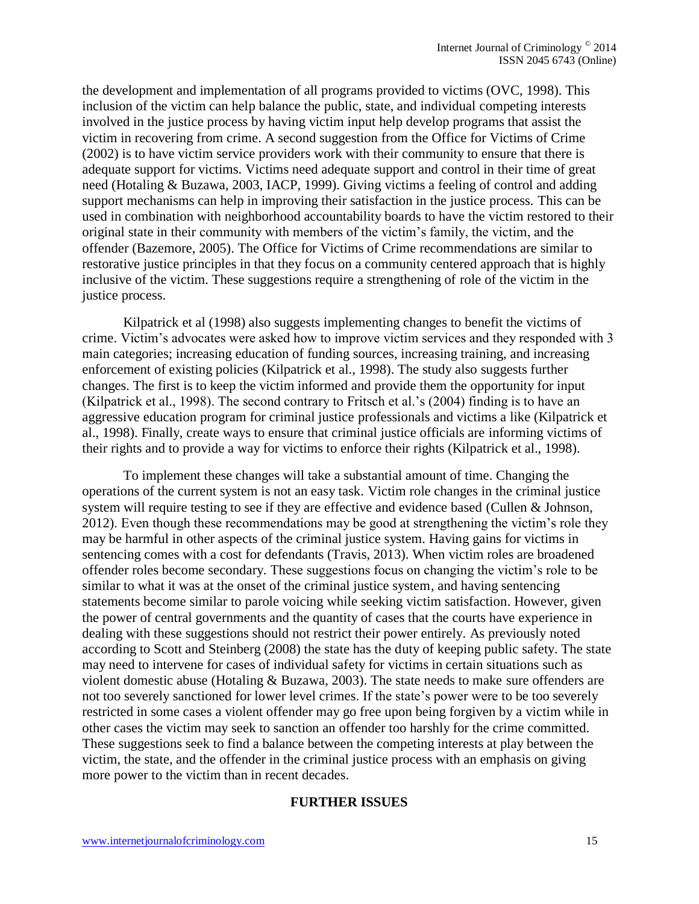the development and implementation of all programs provided to victims (OVC, 1998). This inclusion of the victim can help balance the public, state, and individual competing interests involved in the justice process by having victim input help develop programs that assist the victim in recovering from crime. A second suggestion from the Office for Victims of Crime (2002) is to have victim service providers work with their community to ensure that there is adequate support for victims. Victims need adequate support and control in their time of great need (Hotaling & Buzawa, 2003, IACP, 1999). Giving victims a feeling of control and adding support mechanisms can help in improving their satisfaction in the justice process. This can be used in combination with neighborhood accountability boards to have the victim restored to their original state in their community with members of the victim's family, the victim, and the offender (Bazemore, 2005). The Office for Victims of Crime recommendations are similar to restorative justice principles in that they focus on a community centered approach that is highly inclusive of the victim. These suggestions require a strengthening of role of the victim in the justice process.

Kilpatrick et al (1998) also suggests implementing changes to benefit the victims of crime. Victim's advocates were asked how to improve victim services and they responded with 3 main categories; increasing education of funding sources, increasing training, and increasing enforcement of existing policies (Kilpatrick et al., 1998). The study also suggests further changes. The first is to keep the victim informed and provide them the opportunity for input (Kilpatrick et al., 1998). The second contrary to Fritsch et al.'s (2004) finding is to have an aggressive education program for criminal justice professionals and victims a like (Kilpatrick et al., 1998). Finally, create ways to ensure that criminal justice officials are informing victims of their rights and to provide a way for victims to enforce their rights (Kilpatrick et al., 1998).

To implement these changes will take a substantial amount of time. Changing the operations of the current system is not an easy task. Victim role changes in the criminal justice system will require testing to see if they are effective and evidence based (Cullen & Johnson, 2012). Even though these recommendations may be good at strengthening the victim's role they may be harmful in other aspects of the criminal justice system. Having gains for victims in sentencing comes with a cost for defendants (Travis, 2013). When victim roles are broadened offender roles become secondary. These suggestions focus on changing the victim's role to be similar to what it was at the onset of the criminal justice system, and having sentencing statements become similar to parole voicing while seeking victim satisfaction. However, given the power of central governments and the quantity of cases that the courts have experience in dealing with these suggestions should not restrict their power entirely. As previously noted according to Scott and Steinberg (2008) the state has the duty of keeping public safety. The state may need to intervene for cases of individual safety for victims in certain situations such as violent domestic abuse (Hotaling & Buzawa, 2003). The state needs to make sure offenders are not too severely sanctioned for lower level crimes. If the state's power were to be too severely restricted in some cases a violent offender may go free upon being forgiven by a victim while in other cases the victim may seek to sanction an offender too harshly for the crime committed. These suggestions seek to find a balance between the competing interests at play between the victim, the state, and the offender in the criminal justice process with an emphasis on giving more power to the victim than in recent decades.

## FURTHER ISSUES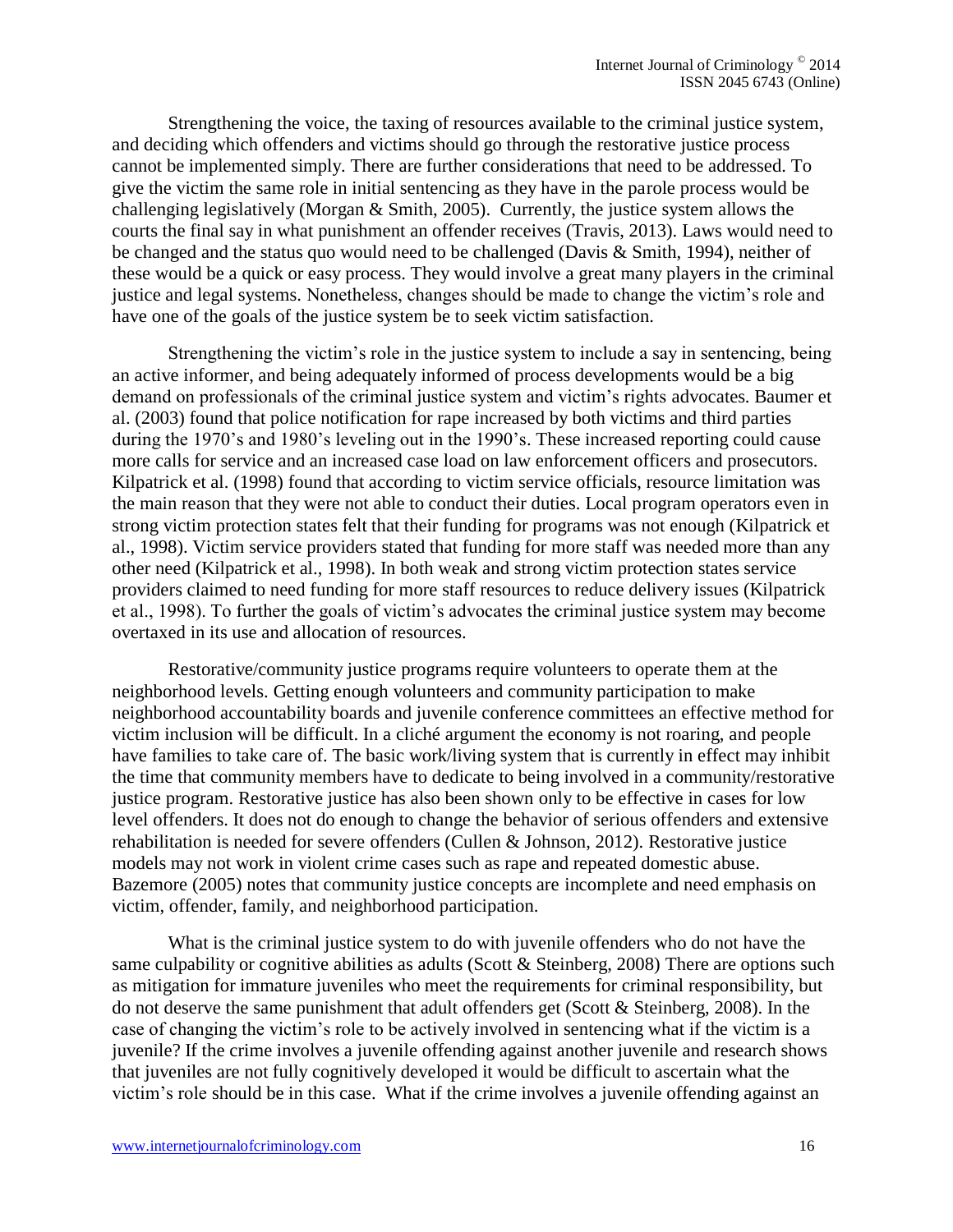Strengthening the voice, the taxing of resources available to the criminal justice system, and deciding which offenders and victims should go through the restorative justice process cannot be implemented simply. There are further considerations that need to be addressed. To give the victim the same role in initial sentencing as they have in the parole process would be challenging legislatively (Morgan & Smith, 2005). Currently, the justice system allows the courts the final say in what punishment an offender receives (Travis, 2013). Laws would need to be changed and the status quo would need to be challenged (Davis & Smith, 1994), neither of these would be a quick or easy process. They would involve a great many players in the criminal justice and legal systems. Nonetheless, changes should be made to change the victim's role and have one of the goals of the justice system be to seek victim satisfaction.

Strengthening the victim's role in the justice system to include a say in sentencing, being an active informer, and being adequately informed of process developments would be a big demand on professionals of the criminal justice system and victim's rights advocates. Baumer et al. (2003) found that police notification for rape increased by both victims and third parties during the 1970's and 1980's leveling out in the 1990's. These increased reporting could cause more calls for service and an increased case load on law enforcement officers and prosecutors. Kilpatrick et al. (1998) found that according to victim service officials, resource limitation was the main reason that they were not able to conduct their duties. Local program operators even in strong victim protection states felt that their funding for programs was not enough (Kilpatrick et al., 1998). Victim service providers stated that funding for more staff was needed more than any other need (Kilpatrick et al., 1998). In both weak and strong victim protection states service providers claimed to need funding for more staff resources to reduce delivery issues (Kilpatrick et al., 1998). To further the goals of victim's advocates the criminal justice system may become overtaxed in its use and allocation of resources.

Restorative/community justice programs require volunteers to operate them at the neighborhood levels. Getting enough volunteers and community participation to make neighborhood accountability boards and juvenile conference committees an effective method for victim inclusion will be difficult. In a cliché argument the economy is not roaring, and people have families to take care of. The basic work/living system that is currently in effect may inhibit the time that community members have to dedicate to being involved in a community/restorative justice program. Restorative justice has also been shown only to be effective in cases for low level offenders. It does not do enough to change the behavior of serious offenders and extensive rehabilitation is needed for severe offenders (Cullen & Johnson, 2012). Restorative justice models may not work in violent crime cases such as rape and repeated domestic abuse. Bazemore (2005) notes that community justice concepts are incomplete and need emphasis on victim, offender, family, and neighborhood participation.

What is the criminal justice system to do with juvenile offenders who do not have the same culpability or cognitive abilities as adults (Scott & Steinberg, 2008) There are options such as mitigation for immature juveniles who meet the requirements for criminal responsibility, but do not deserve the same punishment that adult offenders get (Scott & Steinberg, 2008). In the case of changing the victim's role to be actively involved in sentencing what if the victim is a juvenile? If the crime involves a juvenile offending against another juvenile and research shows that juveniles are not fully cognitively developed it would be difficult to ascertain what the victim's role should be in this case. What if the crime involves a juvenile offending against an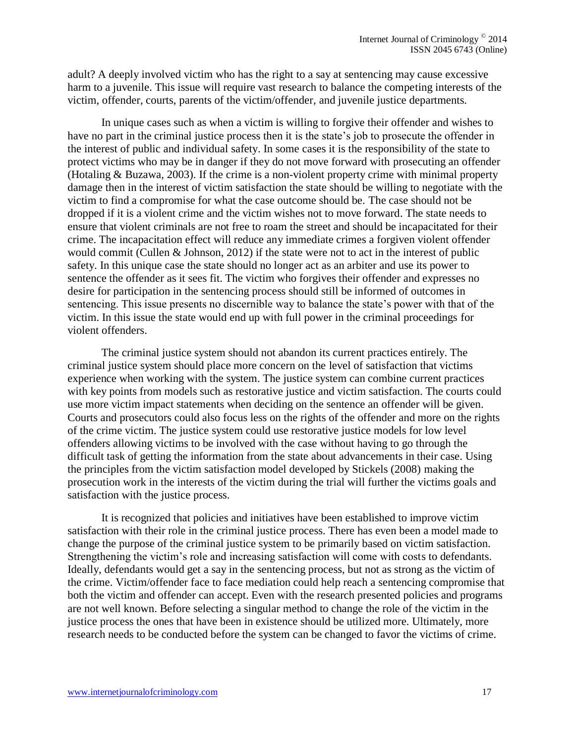adult? A deeply involved victim who has the right to a say at sentencing may cause excessive harm to a juvenile. This issue will require vast research to balance the competing interests of the victim, offender, courts, parents of the victim/offender, and juvenile justice departments.

In unique cases such as when a victim is willing to forgive their offender and wishes to have no part in the criminal justice process then it is the state's job to prosecute the offender in the interest of public and individual safety. In some cases it is the responsibility of the state to protect victims who may be in danger if they do not move forward with prosecuting an offender (Hotaling & Buzawa, 2003). If the crime is a non-violent property crime with minimal property damage then in the interest of victim satisfaction the state should be willing to negotiate with the victim to find a compromise for what the case outcome should be. The case should not be dropped if it is a violent crime and the victim wishes not to move forward. The state needs to ensure that violent criminals are not free to roam the street and should be incapacitated for their crime. The incapacitation effect will reduce any immediate crimes a forgiven violent offender would commit (Cullen & Johnson, 2012) if the state were not to act in the interest of public safety. In this unique case the state should no longer act as an arbiter and use its power to sentence the offender as it sees fit. The victim who forgives their offender and expresses no desire for participation in the sentencing process should still be informed of outcomes in sentencing. This issue presents no discernible way to balance the state's power with that of the victim. In this issue the state would end up with full power in the criminal proceedings for violent offenders.

The criminal justice system should not abandon its current practices entirely. The criminal justice system should place more concern on the level of satisfaction that victims experience when working with the system. The justice system can combine current practices with key points from models such as restorative justice and victim satisfaction. The courts could use more victim impact statements when deciding on the sentence an offender will be given. Courts and prosecutors could also focus less on the rights of the offender and more on the rights of the crime victim. The justice system could use restorative justice models for low level offenders allowing victims to be involved with the case without having to go through the difficult task of getting the information from the state about advancements in their case. Using the principles from the victim satisfaction model developed by Stickels (2008) making the prosecution work in the interests of the victim during the trial will further the victims goals and satisfaction with the justice process.

It is recognized that policies and initiatives have been established to improve victim satisfaction with their role in the criminal justice process. There has even been a model made to change the purpose of the criminal justice system to be primarily based on victim satisfaction. Strengthening the victim's role and increasing satisfaction will come with costs to defendants. Ideally, defendants would get a say in the sentencing process, but not as strong as the victim of the crime. Victim/offender face to face mediation could help reach a sentencing compromise that both the victim and offender can accept. Even with the research presented policies and programs are not well known. Before selecting a singular method to change the role of the victim in the justice process the ones that have been in existence should be utilized more. Ultimately, more research needs to be conducted before the system can be changed to favor the victims of crime.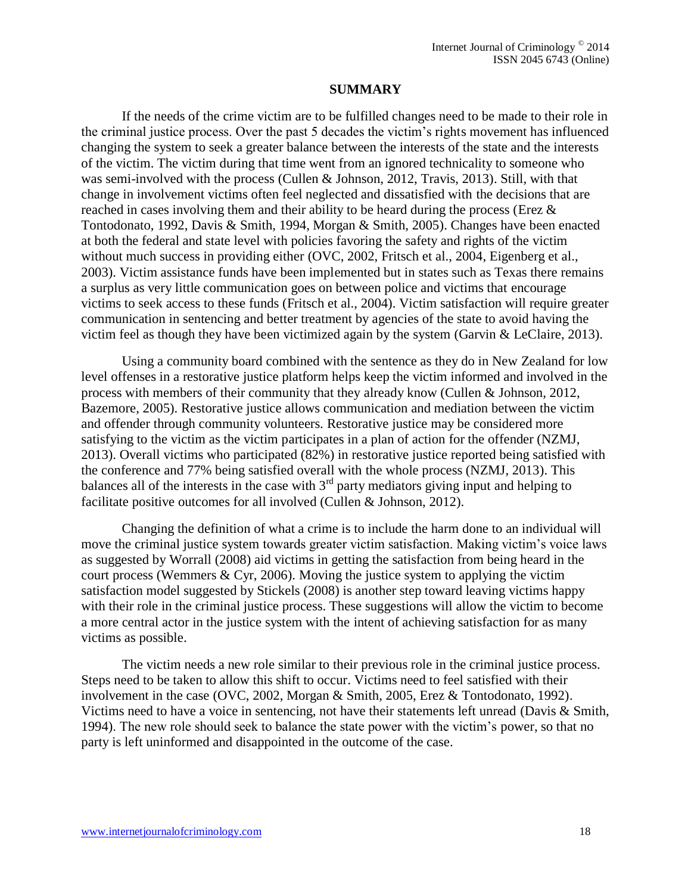## SUMMARY

If the needs of the crime victim are to be fulfilled changes need to be made to their role in the criminal justice process. Over the past 5 decades the victim's rights movement has influenced changing the system to seek a greater balance between the interests of the state and the interests of the victim. The victim during that time went from an ignored technicality to someone who was semi-involved with the process (Cullen & Johnson, 2012, Travis, 2013). Still, with that change in involvement victims often feel neglected and dissatisfied with the decisions that are reached in cases involving them and their ability to be heard during the process (Erez & Tontodonato, 1992, Davis & Smith, 1994, Morgan & Smith, 2005). Changes have been enacted at both the federal and state level with policies favoring the safety and rights of the victim without much success in providing either (OVC, 2002, Fritsch et al., 2004, Eigenberg et al., 2003). Victim assistance funds have been implemented but in states such as Texas there remains a surplus as very little communication goes on between police and victims that encourage victims to seek access to these funds (Fritsch et al., 2004). Victim satisfaction will require greater communication in sentencing and better treatment by agencies of the state to avoid having the victim feel as though they have been victimized again by the system (Garvin & LeClaire, 2013).

Using a community board combined with the sentence as they do in New Zealand for low level offenses in a restorative justice platform helps keep the victim informed and involved in the process with members of their community that they already know (Cullen & Johnson, 2012, Bazemore, 2005). Restorative justice allows communication and mediation between the victim and offender through community volunteers. Restorative justice may be considered more satisfying to the victim as the victim participates in a plan of action for the offender (NZMJ, 2013). Overall victims who participated (82%) in restorative justice reported being satisfied with the conference and 77% being satisfied overall with the whole process (NZMJ, 2013). This balances all of the interests in the case with 3rd party mediators giving input and helping to facilitate positive outcomes for all involved (Cullen & Johnson, 2012).

Changing the definition of what a crime is to include the harm done to an individual will move the criminal justice system towards greater victim satisfaction. Making victim's voice laws as suggested by Worrall (2008) aid victims in getting the satisfaction from being heard in the court process (Wemmers & Cyr, 2006). Moving the justice system to applying the victim satisfaction model suggested by Stickels (2008) is another step toward leaving victims happy with their role in the criminal justice process. These suggestions will allow the victim to become a more central actor in the justice system with the intent of achieving satisfaction for as many victims as possible.

The victim needs a new role similar to their previous role in the criminal justice process. Steps need to be taken to allow this shift to occur. Victims need to feel satisfied with their involvement in the case (OVC, 2002, Morgan & Smith, 2005, Erez & Tontodonato, 1992). Victims need to have a voice in sentencing, not have their statements left unread (Davis & Smith, 1994). The new role should seek to balance the state power with the victim's power, so that no party is left uninformed and disappointed in the outcome of the case.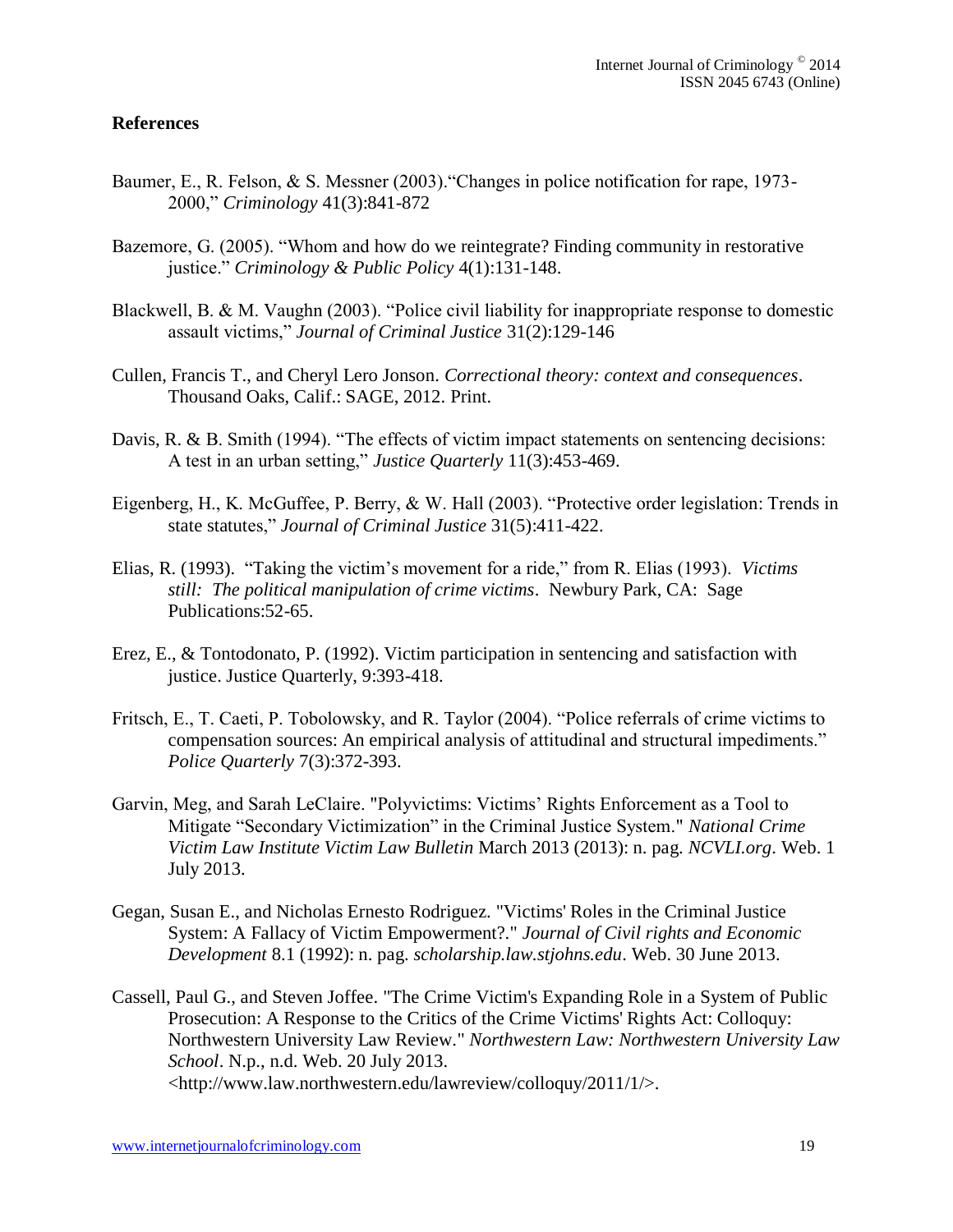## References

Baumer, E., R. Felson, & S. Messner (2003)."Changes in police notification for rape, 1973-2000," *Criminology* 41(3):841-872

Bazemore, G. (2005). "Whom and how do we reintegrate? Finding community in restorative justice." *Criminology & Public Policy* 4(1):131-148.

Blackwell, B. & M. Vaughn (2003). "Police civil liability for inappropriate response to domestic assault victims," *Journal of Criminal Justice* 31(2):129-146

Cullen, Francis T., and Cheryl Lero Jonson. *Correctional theory: context and consequences*. Thousand Oaks, Calif.: SAGE, 2012. Print.

Davis, R. & B. Smith (1994). "The effects of victim impact statements on sentencing decisions: A test in an urban setting," *Justice Quarterly* 11(3):453-469.

Eigenberg, H., K. McGuffee, P. Berry, & W. Hall (2003). "Protective order legislation: Trends in state statutes," *Journal of Criminal Justice* 31(5):411-422.

Elias, R. (1993). "Taking the victim's movement for a ride," from R. Elias (1993). *Victims still: The political manipulation of crime victims*. Newbury Park, CA: Sage Publications:52-65.

Erez, E., & Tontodonato, P. (1992). Victim participation in sentencing and satisfaction with justice. Justice Quarterly, 9:393-418.

Fritsch, E., T. Caeti, P. Tobolowsky, and R. Taylor (2004). "Police referrals of crime victims to compensation sources: An empirical analysis of attitudinal and structural impediments." *Police Quarterly* 7(3):372-393.

Garvin, Meg, and Sarah LeClaire. "Polyvictims: Victims' Rights Enforcement as a Tool to Mitigate "Secondary Victimization" in the Criminal Justice System." *National Crime Victim Law Institute Victim Law Bulletin* March 2013 (2013): n. pag. *NCVLI.org*. Web. 1 July 2013.

Gegan, Susan E., and Nicholas Ernesto Rodriguez. "Victims' Roles in the Criminal Justice System: A Fallacy of Victim Empowerment?." *Journal of Civil rights and Economic Development* 8.1 (1992): n. pag. *scholarship.law.stjohns.edu*. Web. 30 June 2013.

Cassell, Paul G., and Steven Joffee. "The Crime Victim's Expanding Role in a System of Public Prosecution: A Response to the Critics of the Crime Victims' Rights Act: Colloquy: Northwestern University Law Review." *Northwestern Law: Northwestern University Law School*. N.p., n.d. Web. 20 July 2013. <http://www.law.northwestern.edu/lawreview/colloquy/2011/1/>.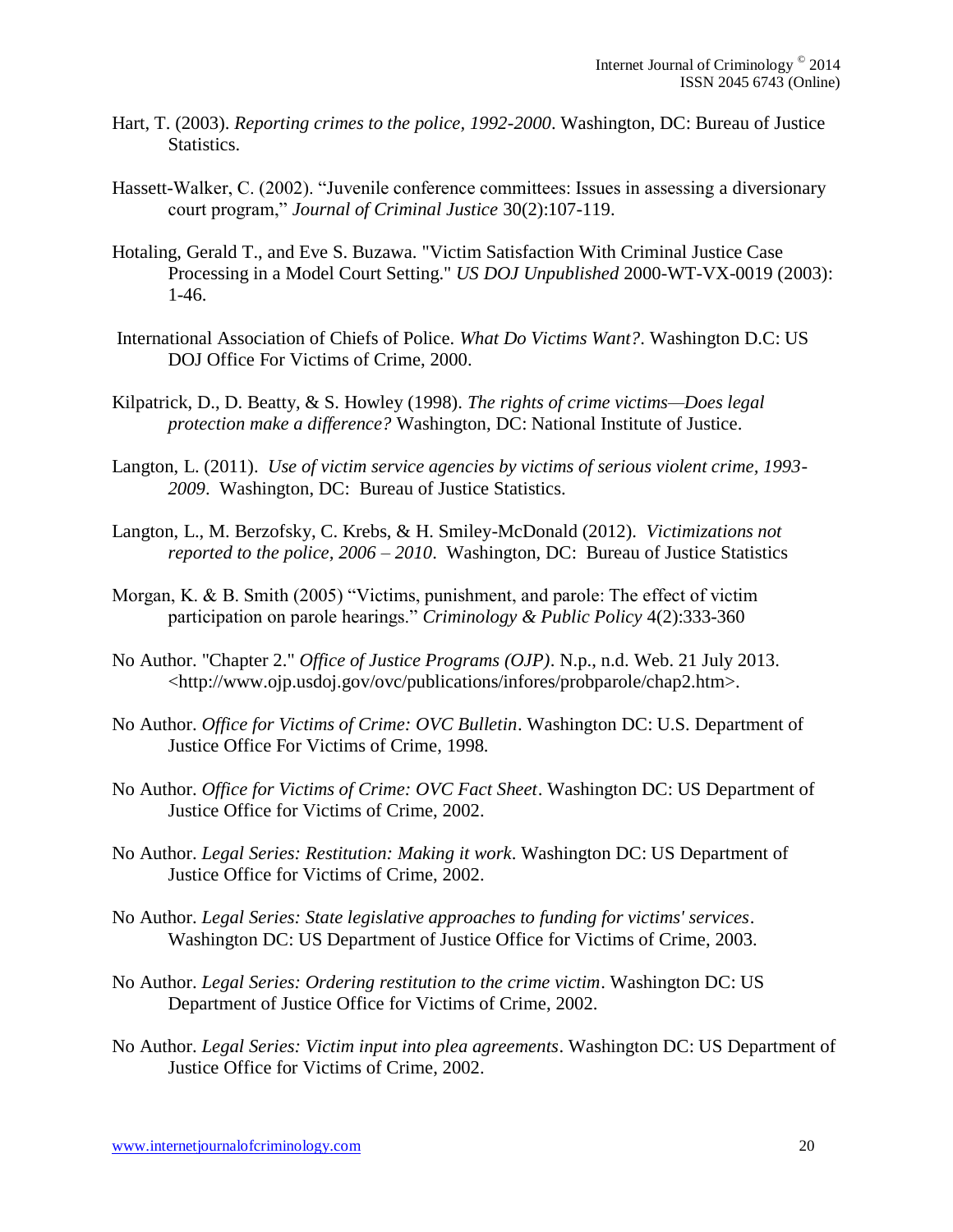Hart, T. (2003). *Reporting crimes to the police, 1992-2000*. Washington, DC: Bureau of Justice Statistics.

Hassett-Walker, C. (2002). "Juvenile conference committees: Issues in assessing a diversionary court program," *Journal of Criminal Justice* 30(2):107-119.

Hotaling, Gerald T., and Eve S. Buzawa. "Victim Satisfaction With Criminal Justice Case Processing in a Model Court Setting." *US DOJ Unpublished* 2000-WT-VX-0019 (2003): 1-46.

International Association of Chiefs of Police. *What Do Victims Want?*. Washington D.C: US DOJ Office For Victims of Crime, 2000.

Kilpatrick, D., D. Beatty, & S. Howley (1998). *The rights of crime victims—Does legal protection make a difference?* Washington, DC: National Institute of Justice.

Langton, L. (2011). *Use of victim service agencies by victims of serious violent crime, 1993-2009*. Washington, DC: Bureau of Justice Statistics.

Langton, L., M. Berzofsky, C. Krebs, & H. Smiley-McDonald (2012). *Victimizations not reported to the police, 2006 – 2010*. Washington, DC: Bureau of Justice Statistics

Morgan, K. & B. Smith (2005) "Victims, punishment, and parole: The effect of victim participation on parole hearings." *Criminology & Public Policy* 4(2):333-360

No Author. "Chapter 2." *Office of Justice Programs (OJP)*. N.p., n.d. Web. 21 July 2013. <http://www.ojp.usdoj.gov/ovc/publications/infores/probparole/chap2.htm>.

No Author. *Office for Victims of Crime: OVC Bulletin*. Washington DC: U.S. Department of Justice Office For Victims of Crime, 1998.

No Author. *Office for Victims of Crime: OVC Fact Sheet*. Washington DC: US Department of Justice Office for Victims of Crime, 2002.

No Author. *Legal Series: Restitution: Making it work*. Washington DC: US Department of Justice Office for Victims of Crime, 2002.

No Author. *Legal Series: State legislative approaches to funding for victims' services*. Washington DC: US Department of Justice Office for Victims of Crime, 2003.

No Author. *Legal Series: Ordering restitution to the crime victim*. Washington DC: US Department of Justice Office for Victims of Crime, 2002.

No Author. *Legal Series: Victim input into plea agreements*. Washington DC: US Department of Justice Office for Victims of Crime, 2002.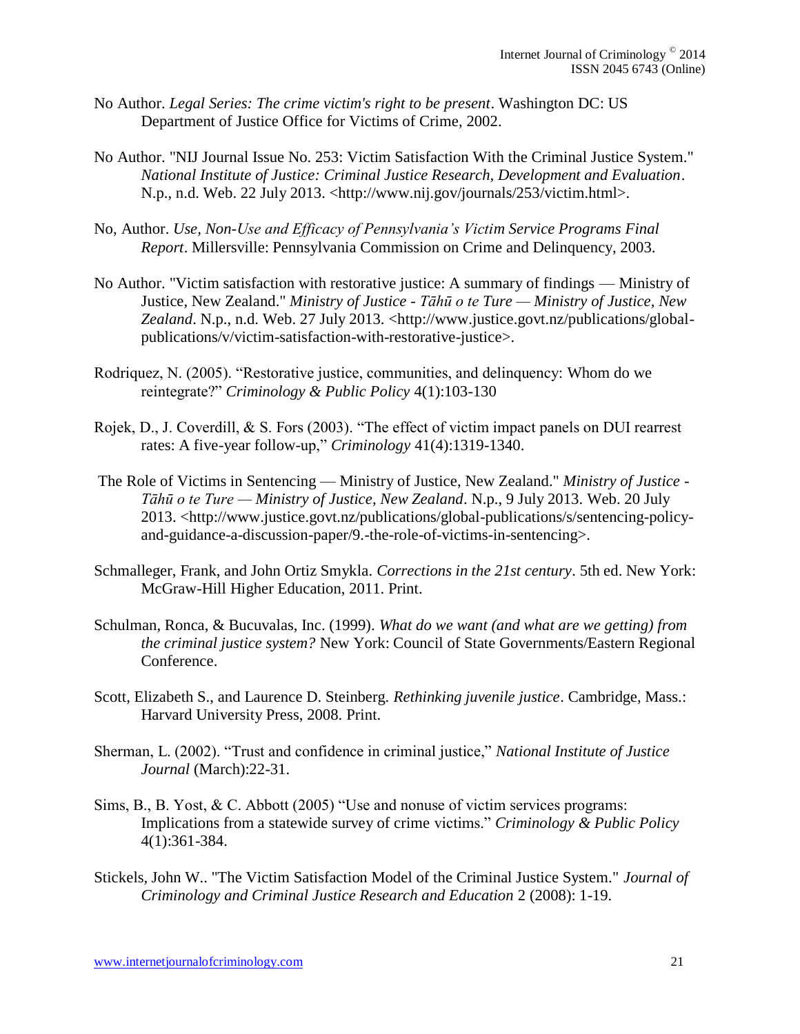No Author. *Legal Series: The crime victim's right to be present*. Washington DC: US Department of Justice Office for Victims of Crime, 2002.

No Author. "NIJ Journal Issue No. 253: Victim Satisfaction With the Criminal Justice System." *National Institute of Justice: Criminal Justice Research, Development and Evaluation*. N.p., n.d. Web. 22 July 2013. <http://www.nij.gov/journals/253/victim.html>.

No, Author. *Use, Non-Use and Efficacy of Pennsylvania's Victim Service Programs Final Report*. Millersville: Pennsylvania Commission on Crime and Delinquency, 2003.

No Author. "Victim satisfaction with restorative justice: A summary of findings — Ministry of Justice, New Zealand." *Ministry of Justice - Tāhū o te Ture — Ministry of Justice, New Zealand*. N.p., n.d. Web. 27 July 2013. <http://www.justice.govt.nz/publications/global-publications/v/victim-satisfaction-with-restorative-justice>.

Rodriquez, N. (2005). "Restorative justice, communities, and delinquency: Whom do we reintegrate?" *Criminology & Public Policy* 4(1):103-130

Rojek, D., J. Coverdill, & S. Fors (2003). "The effect of victim impact panels on DUI rearrest rates: A five-year follow-up," *Criminology* 41(4):1319-1340.

The Role of Victims in Sentencing — Ministry of Justice, New Zealand." *Ministry of Justice - Tāhū o te Ture — Ministry of Justice, New Zealand*. N.p., 9 July 2013. Web. 20 July 2013. <http://www.justice.govt.nz/publications/global-publications/s/sentencing-policy-and-guidance-a-discussion-paper/9.-the-role-of-victims-in-sentencing>.

Schmalleger, Frank, and John Ortiz Smykla. *Corrections in the 21st century*. 5th ed. New York: McGraw-Hill Higher Education, 2011. Print.

Schulman, Ronca, & Bucuvalas, Inc. (1999). *What do we want (and what are we getting) from the criminal justice system?* New York: Council of State Governments/Eastern Regional Conference.

Scott, Elizabeth S., and Laurence D. Steinberg. *Rethinking juvenile justice*. Cambridge, Mass.: Harvard University Press, 2008. Print.

Sherman, L. (2002). "Trust and confidence in criminal justice," *National Institute of Justice Journal* (March):22-31.

Sims, B., B. Yost, & C. Abbott (2005) "Use and nonuse of victim services programs: Implications from a statewide survey of crime victims." *Criminology & Public Policy* 4(1):361-384.

Stickels, John W.. "The Victim Satisfaction Model of the Criminal Justice System." *Journal of Criminology and Criminal Justice Research and Education* 2 (2008): 1-19.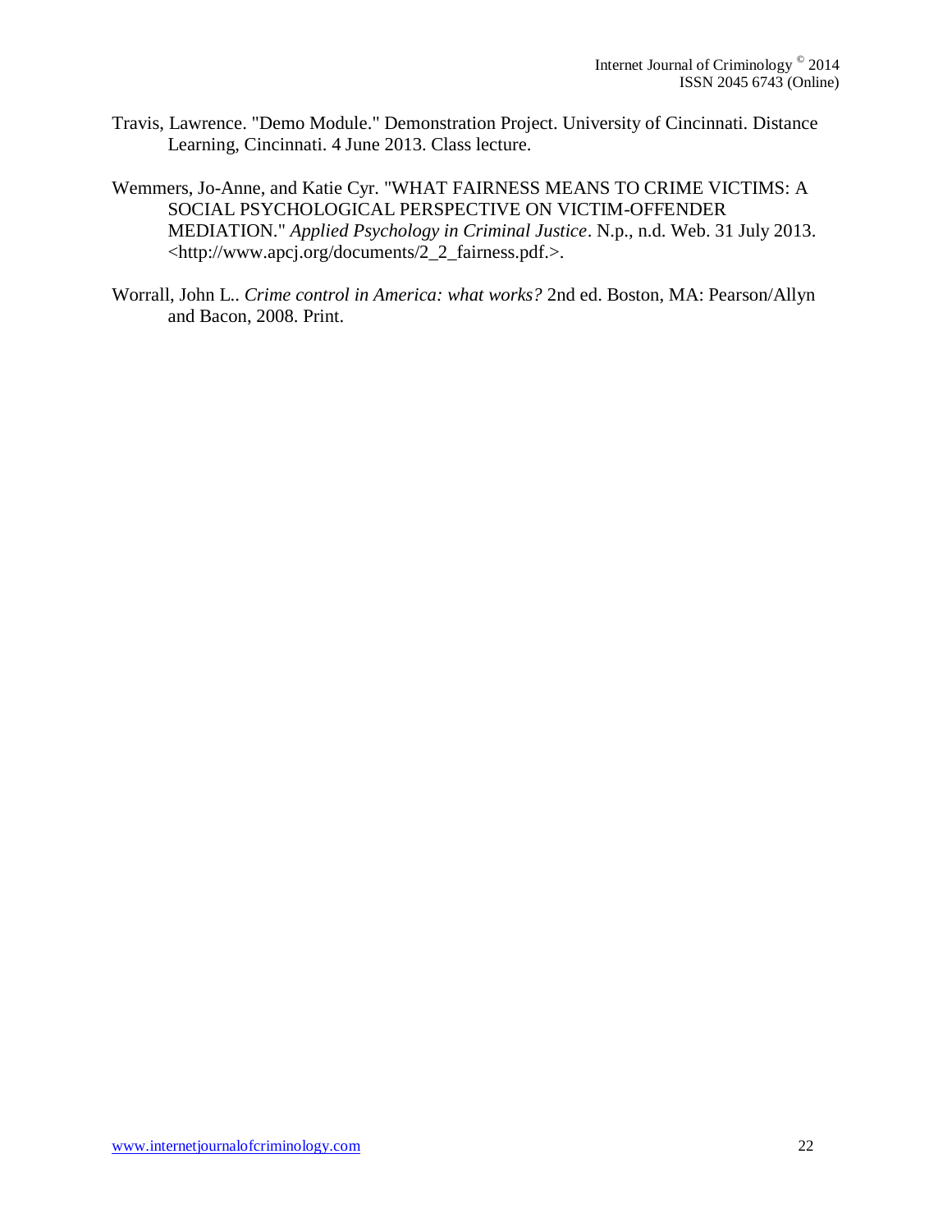Travis, Lawrence. "Demo Module." Demonstration Project. University of Cincinnati. Distance Learning, Cincinnati. 4 June 2013. Class lecture.

Wemmers, Jo-Anne, and Katie Cyr. "WHAT FAIRNESS MEANS TO CRIME VICTIMS: A SOCIAL PSYCHOLOGICAL PERSPECTIVE ON VICTIM-OFFENDER MEDIATION." *Applied Psychology in Criminal Justice*. N.p., n.d. Web. 31 July 2013. <http://www.apcj.org/documents/2_2_fairness.pdf.>.

Worrall, John L.. *Crime control in America: what works?* 2nd ed. Boston, MA: Pearson/Allyn and Bacon, 2008. Print.